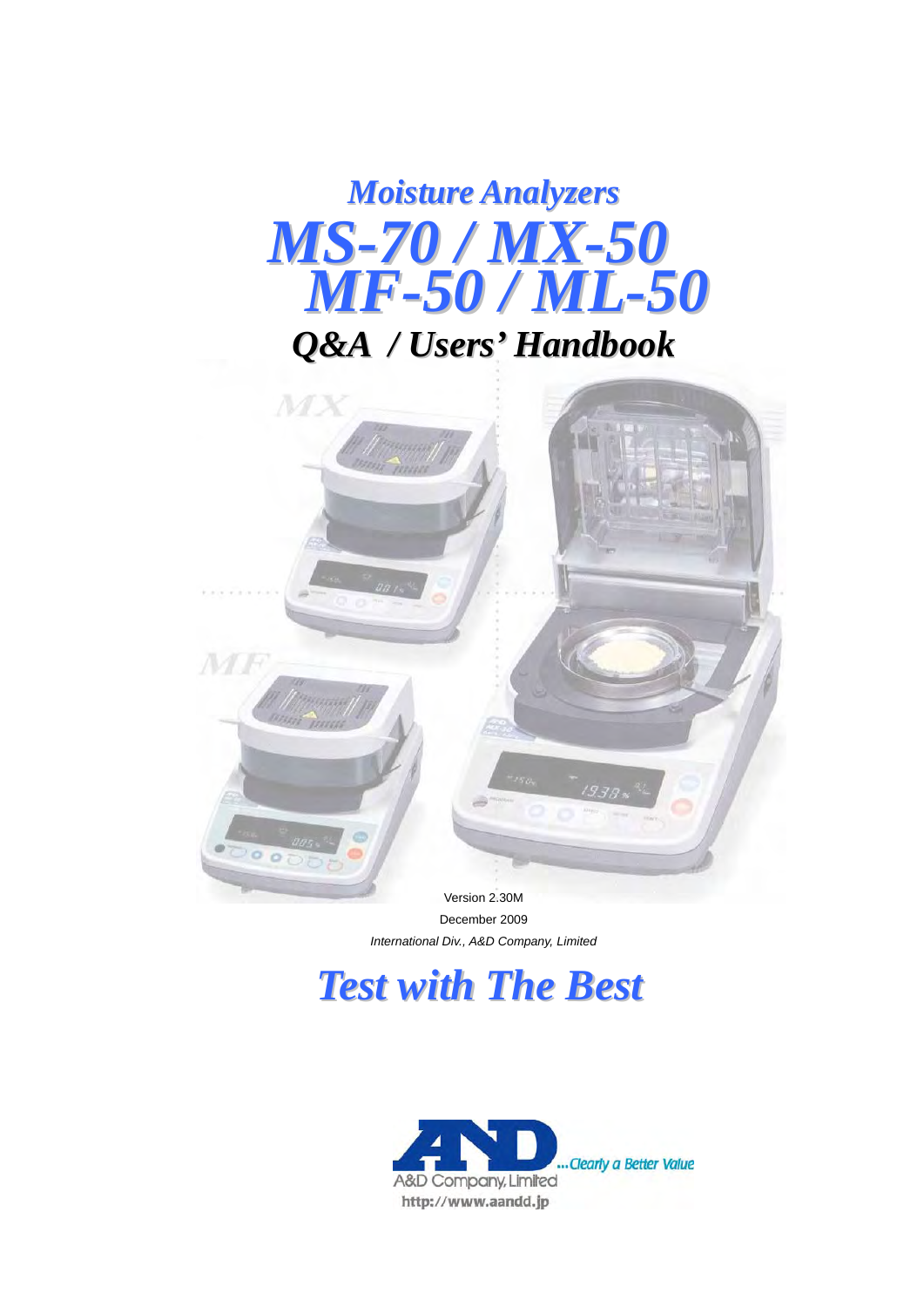# *Moisture Analyzers*

# *MS-70 / MX-50*
# *MF-50 / ML-50*

## *Q&A / Users' Handbook*

Version 2.30M

December 2009

*International Div., A&D Company, Limited*

## *Test with The Best*

A&D Company, Limited ...*Clearly a Better Value*

http://www.aandd.jp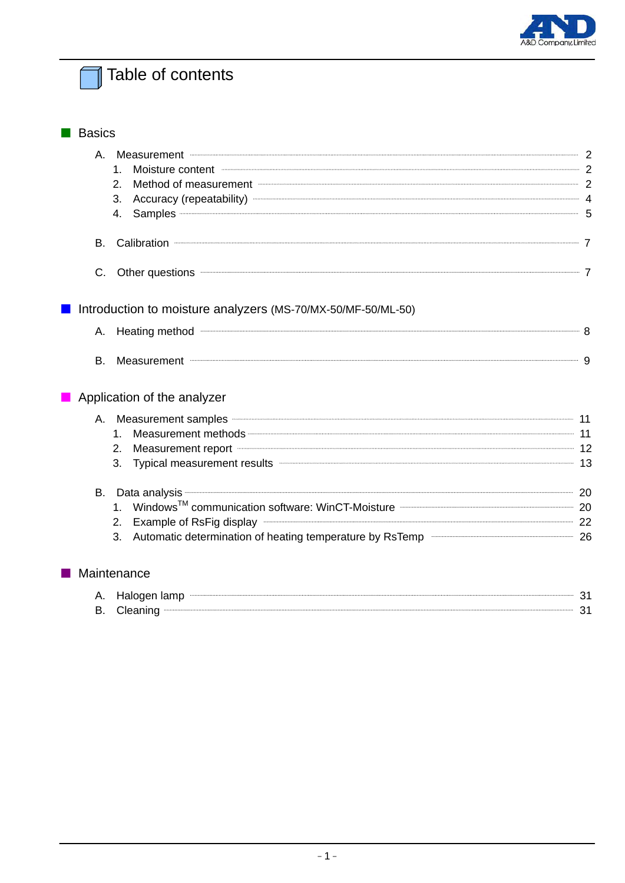# Table of contents

## Basics

- A. Measurement ..... 2
  1. Moisture content ..... 2
  2. Method of measurement ..... 2
  3. Accuracy (repeatability) ..... 4
  4. Samples ..... 5
- B. Calibration ..... 7
- C. Other questions ..... 7

## Introduction to moisture analyzers (MS-70/MX-50/MF-50/ML-50)

- A. Heating method ..... 8
- B. Measurement ..... 9

## Application of the analyzer

- A. Measurement samples ..... 11
  1. Measurement methods ..... 11
  2. Measurement report ..... 12
  3. Typical measurement results ..... 13
- B. Data analysis ..... 20
  1. Windows™ communication software: WinCT-Moisture ..... 20
  2. Example of RsFig display ..... 22
  3. Automatic determination of heating temperature by RsTemp ..... 26

## Maintenance

- A. Halogen lamp ..... 31
- B. Cleaning ..... 31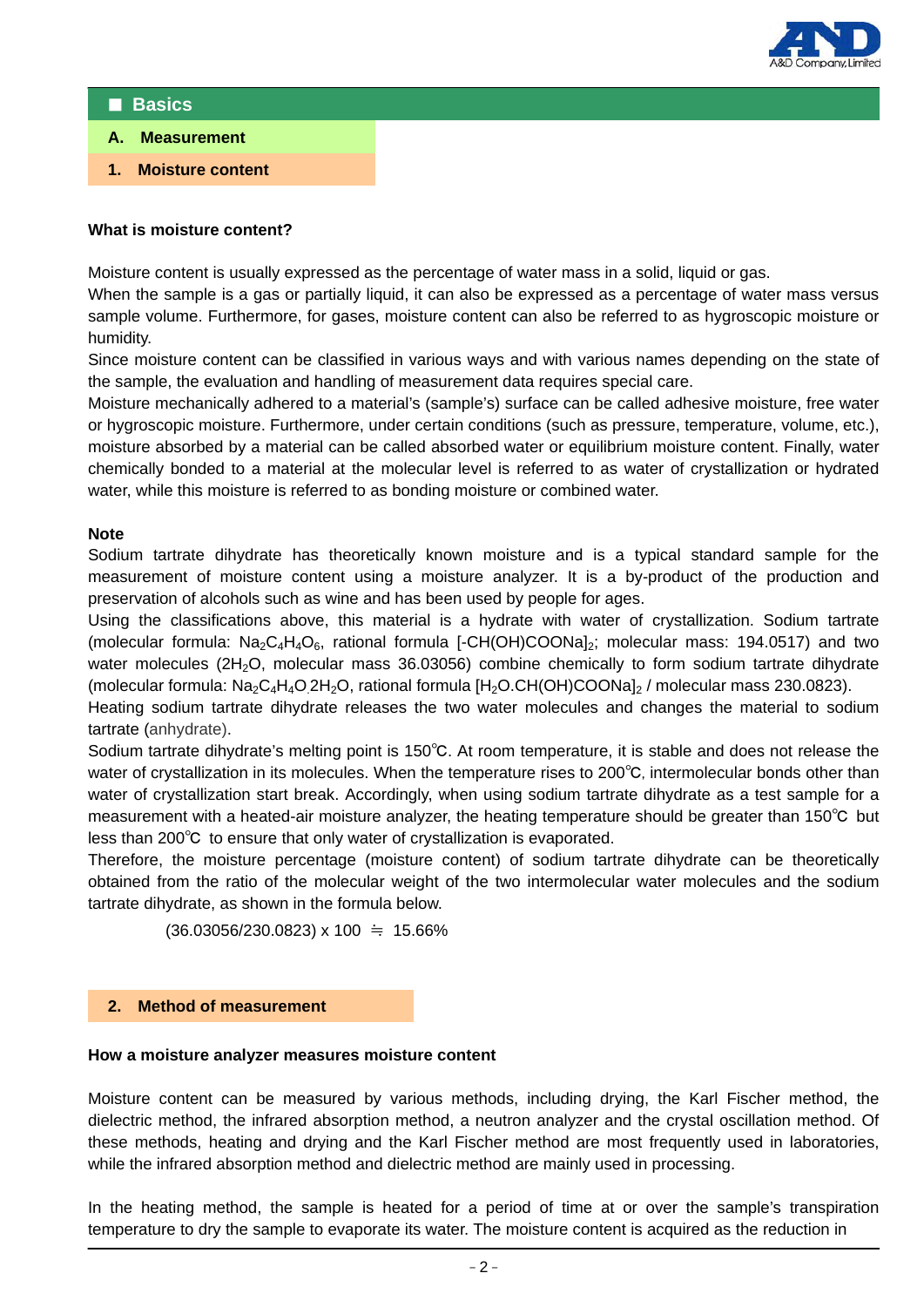## ■ Basics

### A. Measurement

### 1. Moisture content

**What is moisture content?**

Moisture content is usually expressed as the percentage of water mass in a solid, liquid or gas.
When the sample is a gas or partially liquid, it can also be expressed as a percentage of water mass versus sample volume. Furthermore, for gases, moisture content can also be referred to as hygroscopic moisture or humidity.
Since moisture content can be classified in various ways and with various names depending on the state of the sample, the evaluation and handling of measurement data requires special care.
Moisture mechanically adhered to a material's (sample's) surface can be called adhesive moisture, free water or hygroscopic moisture. Furthermore, under certain conditions (such as pressure, temperature, volume, etc.), moisture absorbed by a material can be called absorbed water or equilibrium moisture content. Finally, water chemically bonded to a material at the molecular level is referred to as water of crystallization or hydrated water, while this moisture is referred to as bonding moisture or combined water.

**Note**

Sodium tartrate dihydrate has theoretically known moisture and is a typical standard sample for the measurement of moisture content using a moisture analyzer. It is a by-product of the production and preservation of alcohols such as wine and has been used by people for ages.
Using the classifications above, this material is a hydrate with water of crystallization. Sodium tartrate (molecular formula: $Na_2C_4H_4O_6$, rational formula $[-CH(OH)COONa]_2$; molecular mass: 194.0517) and two water molecules ($2H_2O$, molecular mass 36.03056) combine chemically to form sodium tartrate dihydrate (molecular formula: $Na_2C_4H_4O.2H_2O$, rational formula $[H_2O.CH(OH)COONa]_2$ / molecular mass 230.0823).
Heating sodium tartrate dihydrate releases the two water molecules and changes the material to sodium tartrate (anhydrate).
Sodium tartrate dihydrate's melting point is 150℃. At room temperature, it is stable and does not release the water of crystallization in its molecules. When the temperature rises to 200℃, intermolecular bonds other than water of crystallization start break. Accordingly, when using sodium tartrate dihydrate as a test sample for a measurement with a heated-air moisture analyzer, the heating temperature should be greater than 150℃ but less than 200℃ to ensure that only water of crystallization is evaporated.
Therefore, the moisture percentage (moisture content) of sodium tartrate dihydrate can be theoretically obtained from the ratio of the molecular weight of the two intermolecular water molecules and the sodium tartrate dihydrate, as shown in the formula below.

$$(36.03056/230.0823) \times 100 \fallingdotseq 15.66\%$$

### 2. Method of measurement

**How a moisture analyzer measures moisture content**

Moisture content can be measured by various methods, including drying, the Karl Fischer method, the dielectric method, the infrared absorption method, a neutron analyzer and the crystal oscillation method. Of these methods, heating and drying and the Karl Fischer method are most frequently used in laboratories, while the infrared absorption method and dielectric method are mainly used in processing.

In the heating method, the sample is heated for a period of time at or over the sample's transpiration temperature to dry the sample to evaporate its water. The moisture content is acquired as the reduction in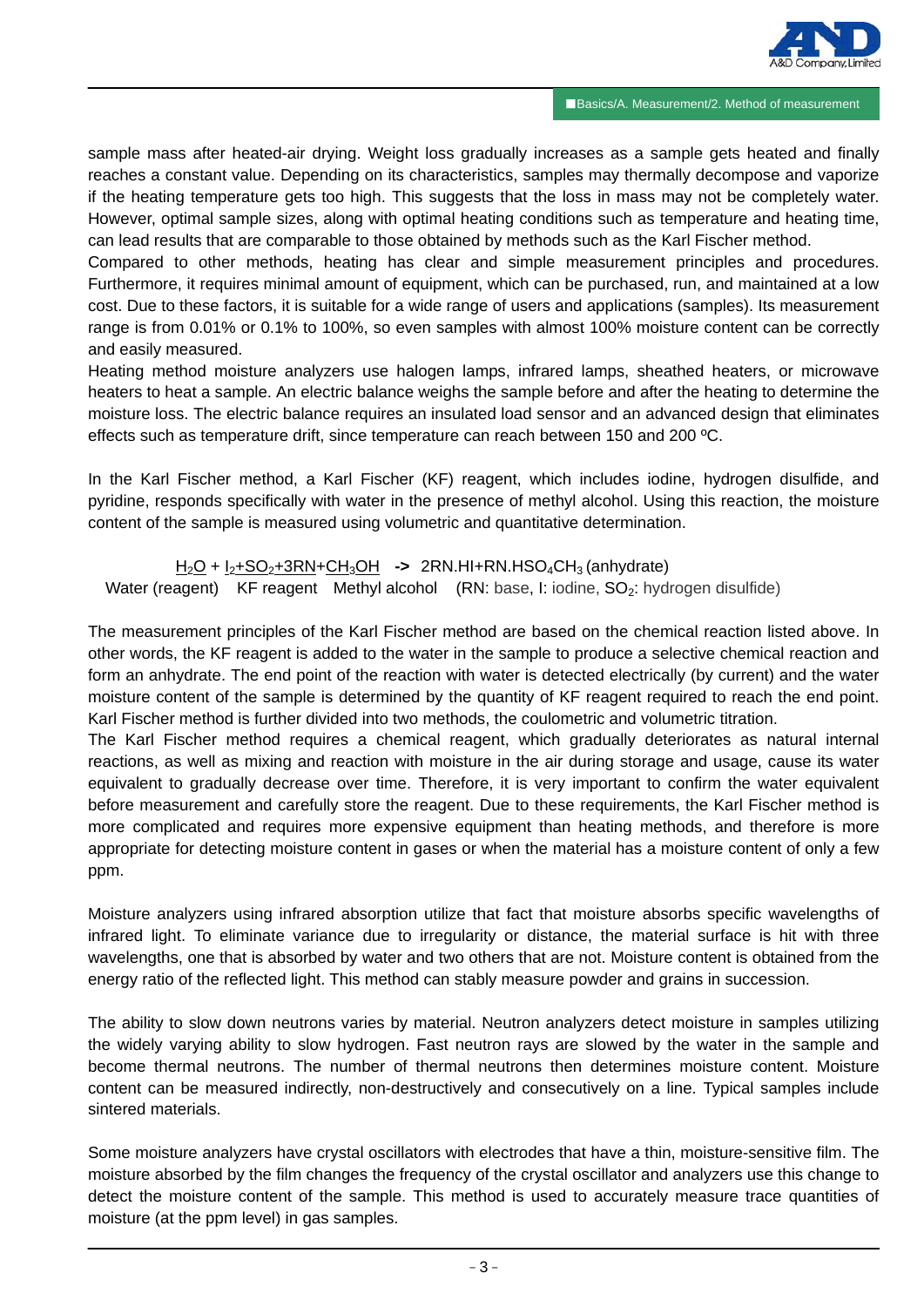sample mass after heated-air drying. Weight loss gradually increases as a sample gets heated and finally reaches a constant value. Depending on its characteristics, samples may thermally decompose and vaporize if the heating temperature gets too high. This suggests that the loss in mass may not be completely water. However, optimal sample sizes, along with optimal heating conditions such as temperature and heating time, can lead results that are comparable to those obtained by methods such as the Karl Fischer method.
Compared to other methods, heating has clear and simple measurement principles and procedures. Furthermore, it requires minimal amount of equipment, which can be purchased, run, and maintained at a low cost. Due to these factors, it is suitable for a wide range of users and applications (samples). Its measurement range is from 0.01% or 0.1% to 100%, so even samples with almost 100% moisture content can be correctly and easily measured.
Heating method moisture analyzers use halogen lamps, infrared lamps, sheathed heaters, or microwave heaters to heat a sample. An electric balance weighs the sample before and after the heating to determine the moisture loss. The electric balance requires an insulated load sensor and an advanced design that eliminates effects such as temperature drift, since temperature can reach between 150 and 200 ºC.

In the Karl Fischer method, a Karl Fischer (KF) reagent, which includes iodine, hydrogen disulfide, and pyridine, responds specifically with water in the presence of methyl alcohol. Using this reaction, the moisture content of the sample is measured using volumetric and quantitative determination.

$$\underbrace{H_2O}_{\text{Water (reagent)}} + \underbrace{I_2 + SO_2 + 3RN}_{\text{KF reagent}} + \underbrace{CH_3OH}_{\text{Methyl alcohol}} \rightarrow 2RN.HI + RN.HSO_4CH_3 \text{ (anhydrate)}$$

(RN: base, I: iodine, $SO_2$: hydrogen disulfide)

The measurement principles of the Karl Fischer method are based on the chemical reaction listed above. In other words, the KF reagent is added to the water in the sample to produce a selective chemical reaction and form an anhydrate. The end point of the reaction with water is detected electrically (by current) and the water moisture content of the sample is determined by the quantity of KF reagent required to reach the end point. Karl Fischer method is further divided into two methods, the coulometric and volumetric titration.
The Karl Fischer method requires a chemical reagent, which gradually deteriorates as natural internal reactions, as well as mixing and reaction with moisture in the air during storage and usage, cause its water equivalent to gradually decrease over time. Therefore, it is very important to confirm the water equivalent before measurement and carefully store the reagent. Due to these requirements, the Karl Fischer method is more complicated and requires more expensive equipment than heating methods, and therefore is more appropriate for detecting moisture content in gases or when the material has a moisture content of only a few ppm.

Moisture analyzers using infrared absorption utilize that fact that moisture absorbs specific wavelengths of infrared light. To eliminate variance due to irregularity or distance, the material surface is hit with three wavelengths, one that is absorbed by water and two others that are not. Moisture content is obtained from the energy ratio of the reflected light. This method can stably measure powder and grains in succession.

The ability to slow down neutrons varies by material. Neutron analyzers detect moisture in samples utilizing the widely varying ability to slow hydrogen. Fast neutron rays are slowed by the water in the sample and become thermal neutrons. The number of thermal neutrons then determines moisture content. Moisture content can be measured indirectly, non-destructively and consecutively on a line. Typical samples include sintered materials.

Some moisture analyzers have crystal oscillators with electrodes that have a thin, moisture-sensitive film. The moisture absorbed by the film changes the frequency of the crystal oscillator and analyzers use this change to detect the moisture content of the sample. This method is used to accurately measure trace quantities of moisture (at the ppm level) in gas samples.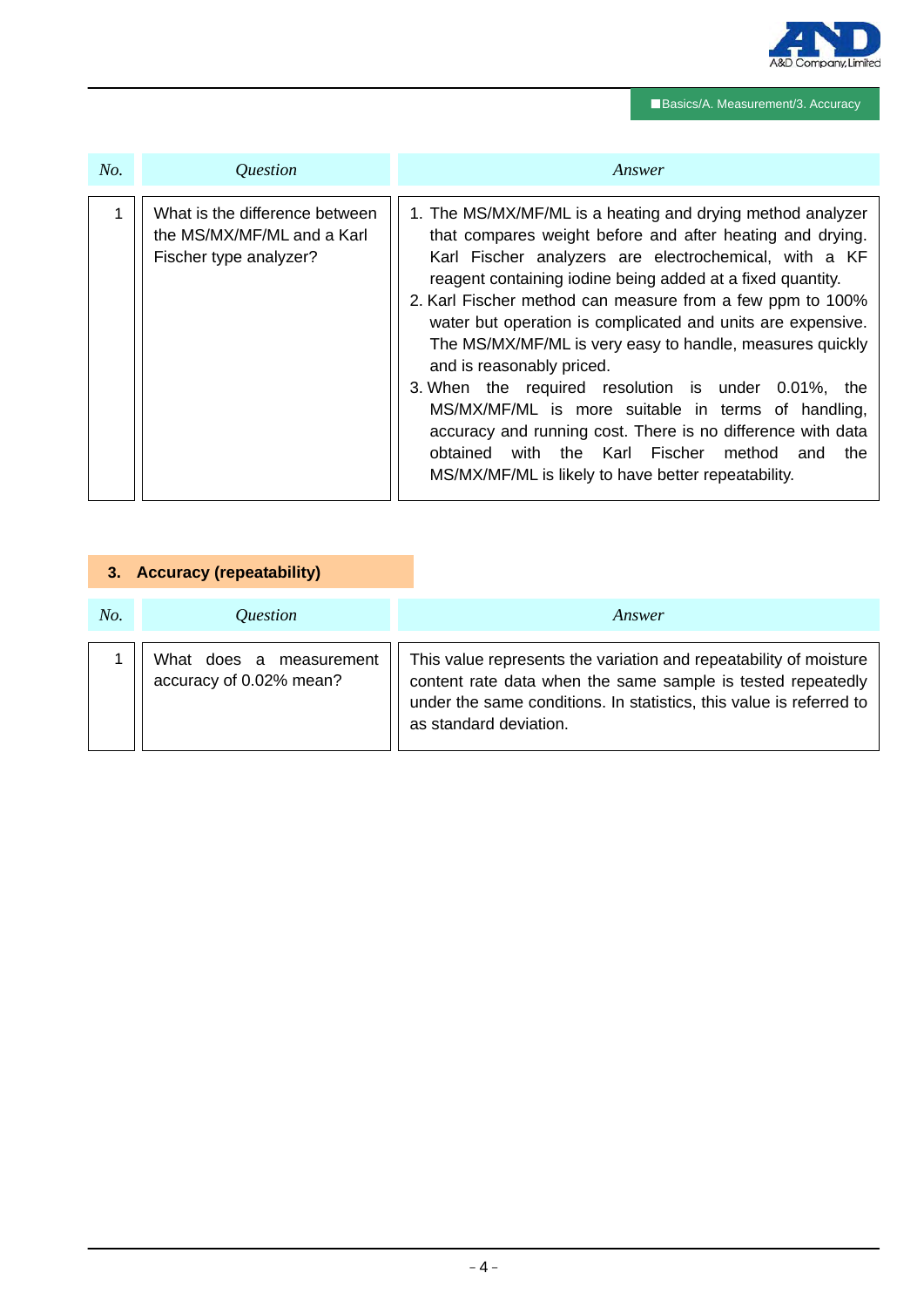| No. | Question | Answer |
|---|---|---|
| 1 | What is the difference between the MS/MX/MF/ML and a Karl Fischer type analyzer? | 1. The MS/MX/MF/ML is a heating and drying method analyzer that compares weight before and after heating and drying. Karl Fischer analyzers are electrochemical, with a KF reagent containing iodine being added at a fixed quantity.<br>2. Karl Fischer method can measure from a few ppm to 100% water but operation is complicated and units are expensive. The MS/MX/MF/ML is very easy to handle, measures quickly and is reasonably priced.<br>3. When the required resolution is under 0.01%, the MS/MX/MF/ML is more suitable in terms of handling, accuracy and running cost. There is no difference with data obtained with the Karl Fischer method and the MS/MX/MF/ML is likely to have better repeatability. |

## 3. Accuracy (repeatability)

| No. | Question | Answer |
|---|---|---|
| 1 | What does a measurement accuracy of 0.02% mean? | This value represents the variation and repeatability of moisture content rate data when the same sample is tested repeatedly under the same conditions. In statistics, this value is referred to as standard deviation. |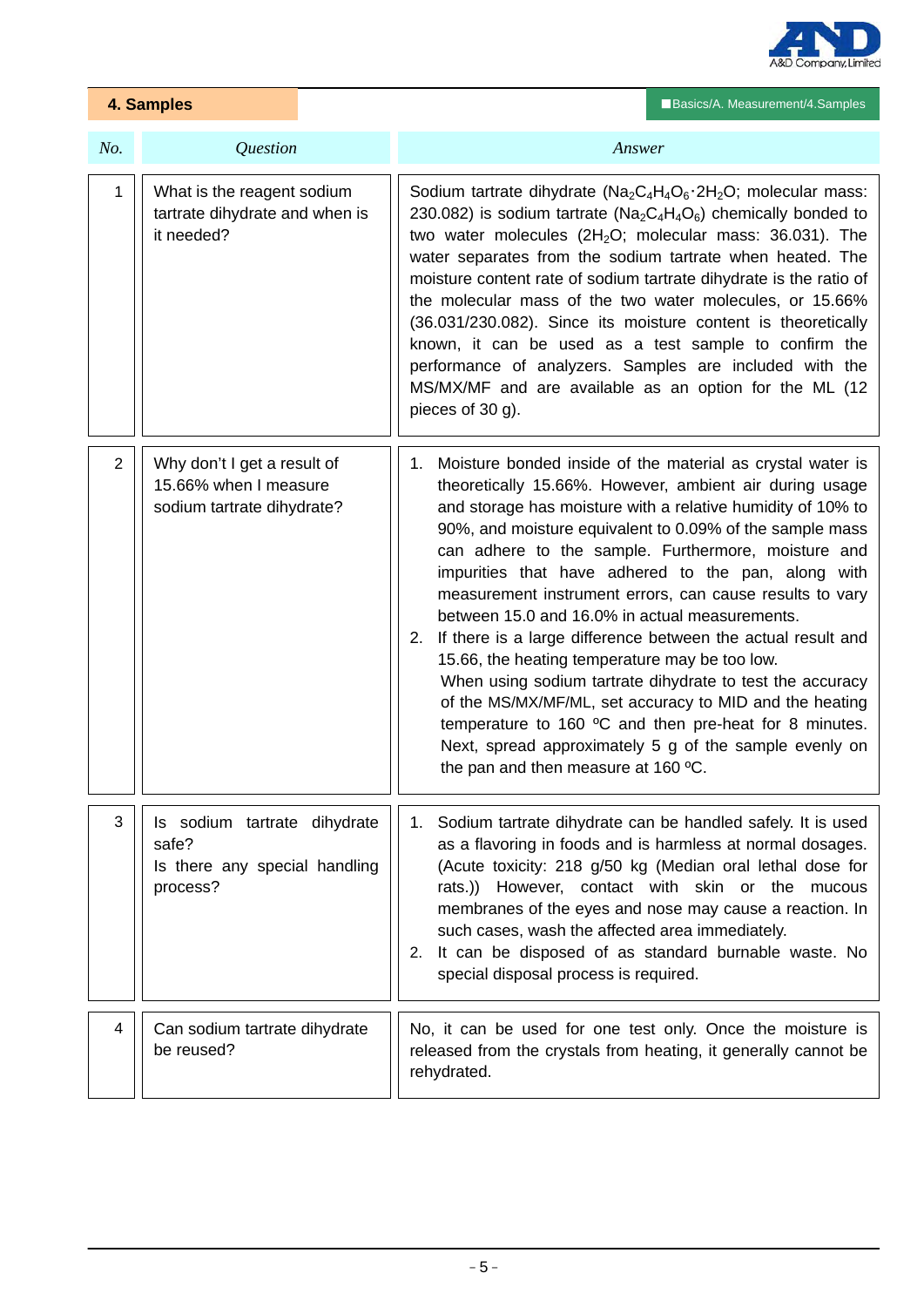## 4. Samples

■Basics/A. Measurement/4.Samples

| No. | Question | Answer |
|---|---|---|
| 1 | What is the reagent sodium tartrate dihydrate and when is it needed? | Sodium tartrate dihydrate ($Na_2C_4H_4O_6 \cdot 2H_2O$; molecular mass: 230.082) is sodium tartrate ($Na_2C_4H_4O_6$) chemically bonded to two water molecules ($2H_2O$; molecular mass: 36.031). The water separates from the sodium tartrate when heated. The moisture content rate of sodium tartrate dihydrate is the ratio of the molecular mass of the two water molecules, or 15.66% (36.031/230.082). Since its moisture content is theoretically known, it can be used as a test sample to confirm the performance of analyzers. Samples are included with the MS/MX/MF and are available as an option for the ML (12 pieces of 30 g). |
| 2 | Why don't I get a result of 15.66% when I measure sodium tartrate dihydrate? | 1. Moisture bonded inside of the material as crystal water is theoretically 15.66%. However, ambient air during usage and storage has moisture with a relative humidity of 10% to 90%, and moisture equivalent to 0.09% of the sample mass can adhere to the sample. Furthermore, moisture and impurities that have adhered to the pan, along with measurement instrument errors, can cause results to vary between 15.0 and 16.0% in actual measurements.<br>2. If there is a large difference between the actual result and 15.66, the heating temperature may be too low.<br>When using sodium tartrate dihydrate to test the accuracy of the MS/MX/MF/ML, set accuracy to MID and the heating temperature to 160 ºC and then pre-heat for 8 minutes. Next, spread approximately 5 g of the sample evenly on the pan and then measure at 160 ºC. |
| 3 | Is sodium tartrate dihydrate safe?<br>Is there any special handling process? | 1. Sodium tartrate dihydrate can be handled safely. It is used as a flavoring in foods and is harmless at normal dosages. (Acute toxicity: 218 g/50 kg (Median oral lethal dose for rats.)) However, contact with skin or the mucous membranes of the eyes and nose may cause a reaction. In such cases, wash the affected area immediately.<br>2. It can be disposed of as standard burnable waste. No special disposal process is required. |
| 4 | Can sodium tartrate dihydrate be reused? | No, it can be used for one test only. Once the moisture is released from the crystals from heating, it generally cannot be rehydrated. |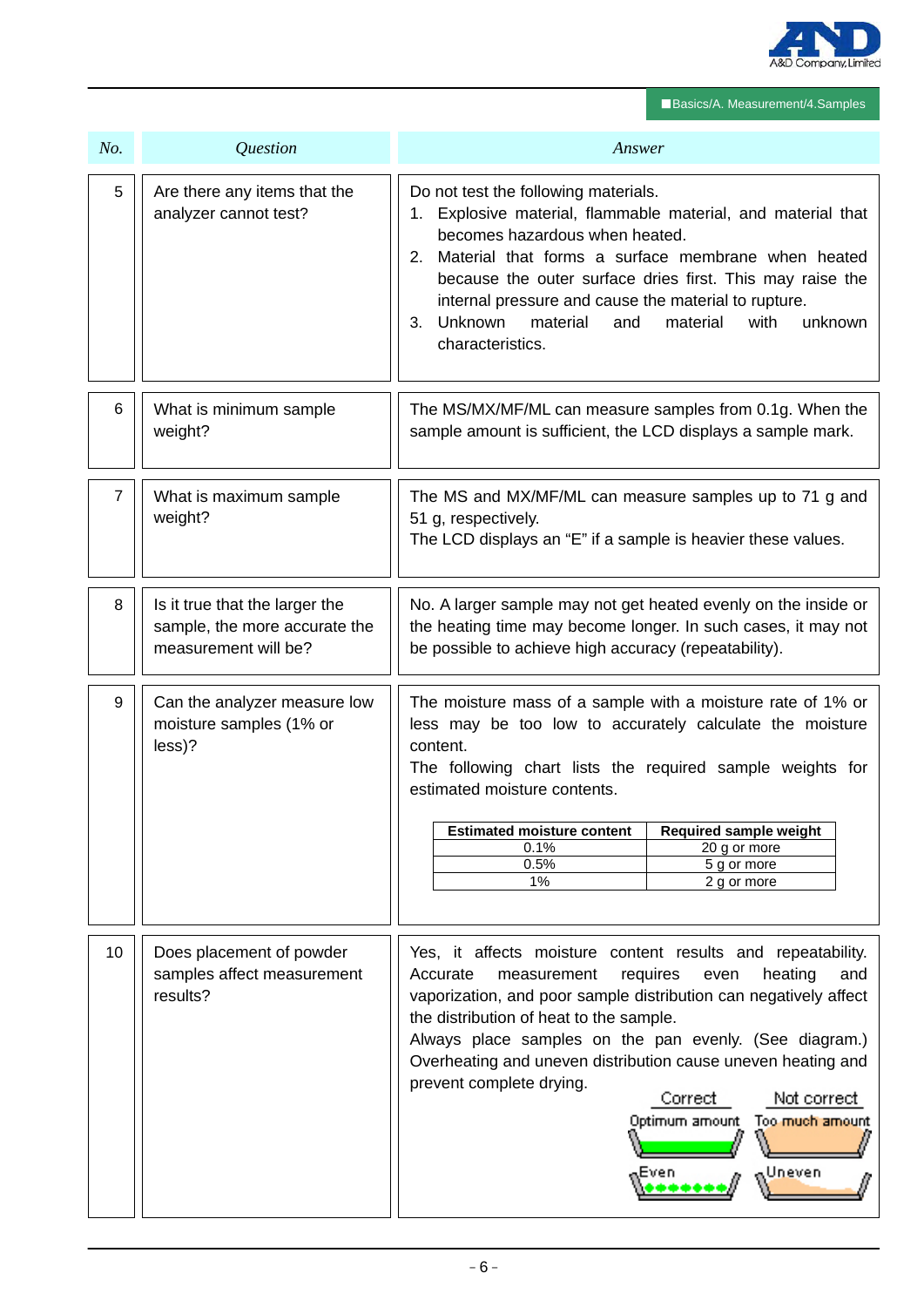■Basics/A. Measurement/4.Samples

| No. | Question | Answer |
|---|---|---|
| 5 | Are there any items that the analyzer cannot test? | Do not test the following materials.<br>1. Explosive material, flammable material, and material that becomes hazardous when heated.<br>2. Material that forms a surface membrane when heated because the outer surface dries first. This may raise the internal pressure and cause the material to rupture.<br>3. Unknown material and material with unknown characteristics. |
| 6 | What is minimum sample weight? | The MS/MX/MF/ML can measure samples from 0.1g. When the sample amount is sufficient, the LCD displays a sample mark. |
| 7 | What is maximum sample weight? | The MS and MX/MF/ML can measure samples up to 71 g and 51 g, respectively.<br>The LCD displays an "E" if a sample is heavier these values. |
| 8 | Is it true that the larger the sample, the more accurate the measurement will be? | No. A larger sample may not get heated evenly on the inside or the heating time may become longer. In such cases, it may not be possible to achieve high accuracy (repeatability). |
| 9 | Can the analyzer measure low moisture samples (1% or less)? | The moisture mass of a sample with a moisture rate of 1% or less may be too low to accurately calculate the moisture content.<br>The following chart lists the required sample weights for estimated moisture contents.<br><br>**Estimated moisture content** / **Required sample weight**<br>0.1% / 20 g or more<br>0.5% / 5 g or more<br>1% / 2 g or more |
| 10 | Does placement of powder samples affect measurement results? | Yes, it affects moisture content results and repeatability. Accurate measurement requires even heating and vaporization, and poor sample distribution can negatively affect the distribution of heat to the sample.<br>Always place samples on the pan evenly. (See diagram.)<br>Overheating and uneven distribution cause uneven heating and prevent complete drying.<br><br>Correct: Optimum amount, Even<br>Not correct: Too much amount, Uneven |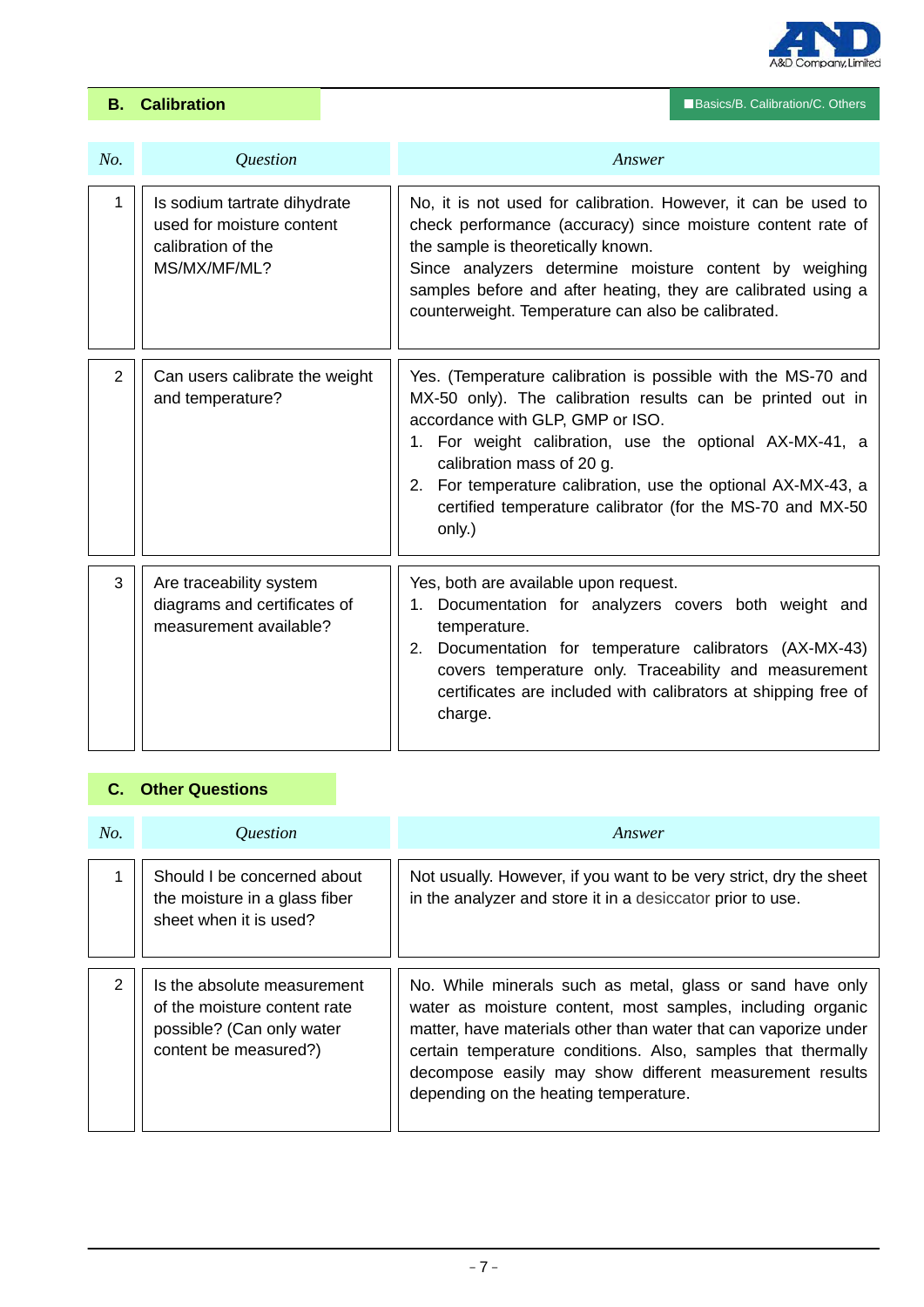## B. Calibration

| No. | Question | Answer |
|---|---|---|
| 1 | Is sodium tartrate dihydrate used for moisture content calibration of the MS/MX/MF/ML? | No, it is not used for calibration. However, it can be used to check performance (accuracy) since moisture content rate of the sample is theoretically known.<br>Since analyzers determine moisture content by weighing samples before and after heating, they are calibrated using a counterweight. Temperature can also be calibrated. |
| 2 | Can users calibrate the weight and temperature? | Yes. (Temperature calibration is possible with the MS-70 and MX-50 only). The calibration results can be printed out in accordance with GLP, GMP or ISO.<br>1. For weight calibration, use the optional AX-MX-41, a calibration mass of 20 g.<br>2. For temperature calibration, use the optional AX-MX-43, a certified temperature calibrator (for the MS-70 and MX-50 only.) |
| 3 | Are traceability system diagrams and certificates of measurement available? | Yes, both are available upon request.<br>1. Documentation for analyzers covers both weight and temperature.<br>2. Documentation for temperature calibrators (AX-MX-43) covers temperature only. Traceability and measurement certificates are included with calibrators at shipping free of charge. |

## C. Other Questions

| No. | Question | Answer |
|---|---|---|
| 1 | Should I be concerned about the moisture in a glass fiber sheet when it is used? | Not usually. However, if you want to be very strict, dry the sheet in the analyzer and store it in a desiccator prior to use. |
| 2 | Is the absolute measurement of the moisture content rate possible? (Can only water content be measured?) | No. While minerals such as metal, glass or sand have only water as moisture content, most samples, including organic matter, have materials other than water that can vaporize under certain temperature conditions. Also, samples that thermally decompose easily may show different measurement results depending on the heating temperature. |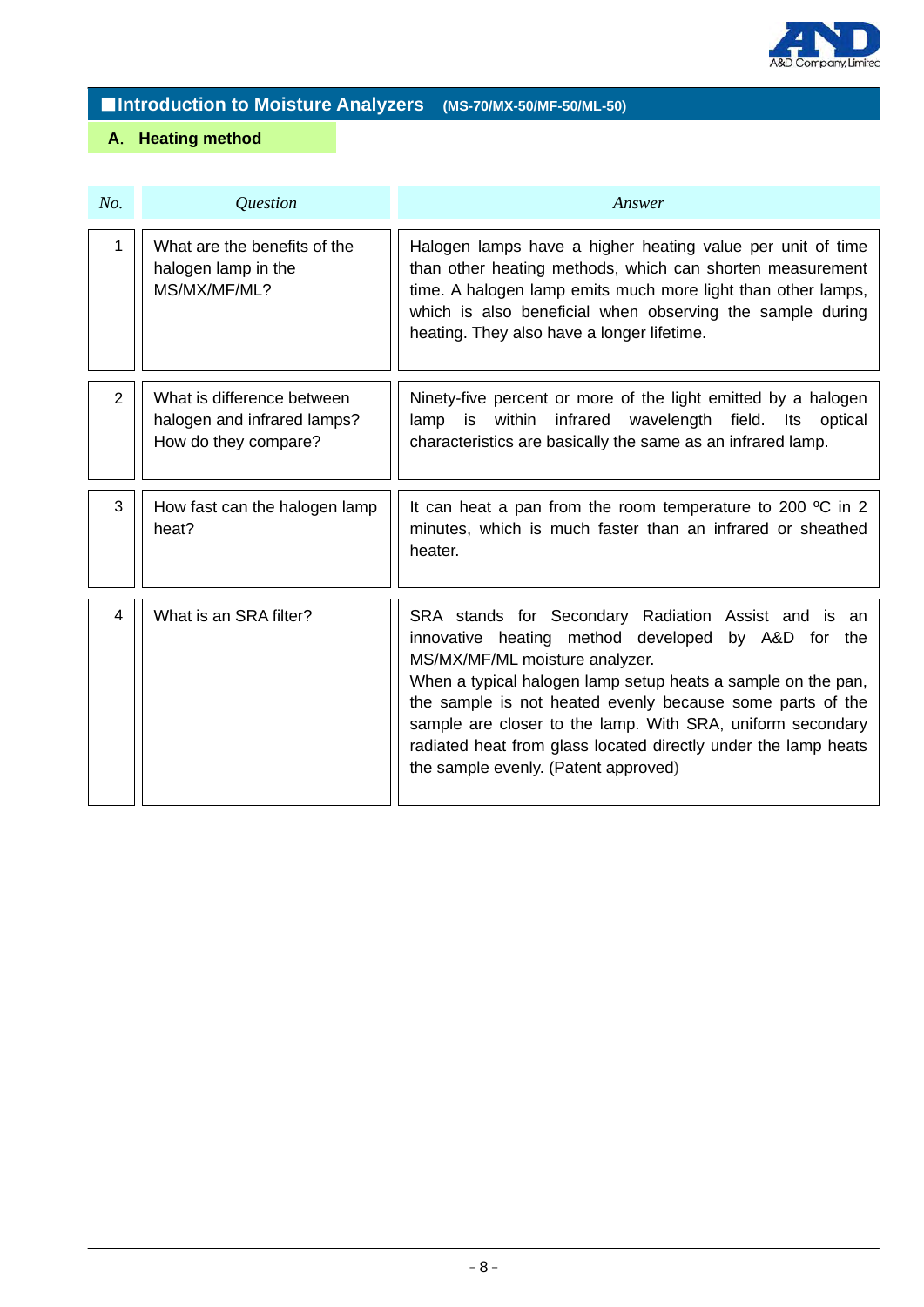## ■Introduction to Moisture Analyzers (MS-70/MX-50/MF-50/ML-50)

### A. Heating method

| No. | Question | Answer |
|---|---|---|
| 1 | What are the benefits of the halogen lamp in the MS/MX/MF/ML? | Halogen lamps have a higher heating value per unit of time than other heating methods, which can shorten measurement time. A halogen lamp emits much more light than other lamps, which is also beneficial when observing the sample during heating. They also have a longer lifetime. |
| 2 | What is difference between halogen and infrared lamps? How do they compare? | Ninety-five percent or more of the light emitted by a halogen lamp is within infrared wavelength field. Its optical characteristics are basically the same as an infrared lamp. |
| 3 | How fast can the halogen lamp heat? | It can heat a pan from the room temperature to 200 ºC in 2 minutes, which is much faster than an infrared or sheathed heater. |
| 4 | What is an SRA filter? | SRA stands for Secondary Radiation Assist and is an innovative heating method developed by A&D for the MS/MX/MF/ML moisture analyzer.<br>When a typical halogen lamp setup heats a sample on the pan, the sample is not heated evenly because some parts of the sample are closer to the lamp. With SRA, uniform secondary radiated heat from glass located directly under the lamp heats the sample evenly. (Patent approved) |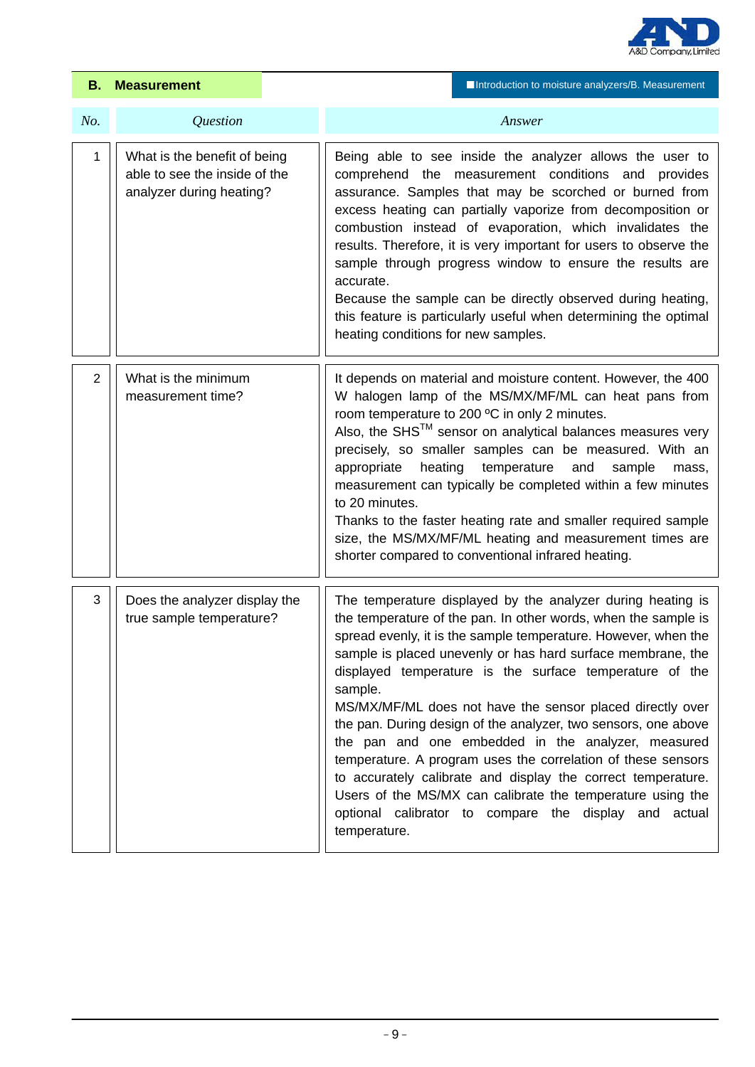## B. Measurement

| No. | Question | Answer |
| --- | --- | --- |
| 1 | What is the benefit of being able to see the inside of the analyzer during heating? | Being able to see inside the analyzer allows the user to comprehend the measurement conditions and provides assurance. Samples that may be scorched or burned from excess heating can partially vaporize from decomposition or combustion instead of evaporation, which invalidates the results. Therefore, it is very important for users to observe the sample through progress window to ensure the results are accurate.<br>Because the sample can be directly observed during heating, this feature is particularly useful when determining the optimal heating conditions for new samples. |
| 2 | What is the minimum measurement time? | It depends on material and moisture content. However, the 400 W halogen lamp of the MS/MX/MF/ML can heat pans from room temperature to 200 ºC in only 2 minutes.<br>Also, the SHS™ sensor on analytical balances measures very precisely, so smaller samples can be measured. With an appropriate heating temperature and sample mass, measurement can typically be completed within a few minutes to 20 minutes.<br>Thanks to the faster heating rate and smaller required sample size, the MS/MX/MF/ML heating and measurement times are shorter compared to conventional infrared heating. |
| 3 | Does the analyzer display the true sample temperature? | The temperature displayed by the analyzer during heating is the temperature of the pan. In other words, when the sample is spread evenly, it is the sample temperature. However, when the sample is placed unevenly or has hard surface membrane, the displayed temperature is the surface temperature of the sample.<br>MS/MX/MF/ML does not have the sensor placed directly over the pan. During design of the analyzer, two sensors, one above the pan and one embedded in the analyzer, measured temperature. A program uses the correlation of these sensors to accurately calibrate and display the correct temperature. Users of the MS/MX can calibrate the temperature using the optional calibrator to compare the display and actual temperature. |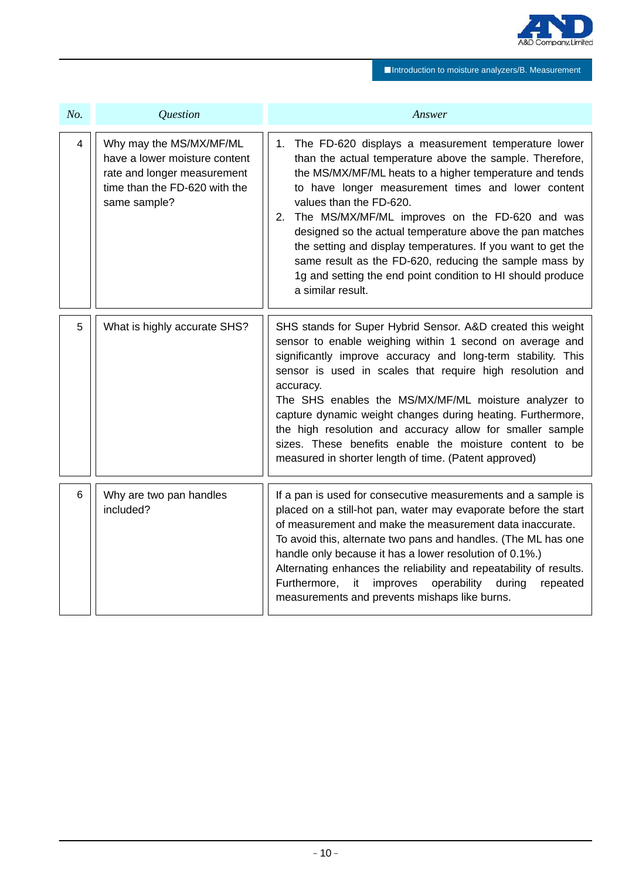| No. | Question | Answer |
|---|---|---|
| 4 | Why may the MS/MX/MF/ML have a lower moisture content rate and longer measurement time than the FD-620 with the same sample? | 1. The FD-620 displays a measurement temperature lower than the actual temperature above the sample. Therefore, the MS/MX/MF/ML heats to a higher temperature and tends to have longer measurement times and lower content values than the FD-620.<br>2. The MS/MX/MF/ML improves on the FD-620 and was designed so the actual temperature above the pan matches the setting and display temperatures. If you want to get the same result as the FD-620, reducing the sample mass by 1g and setting the end point condition to HI should produce a similar result. |
| 5 | What is highly accurate SHS? | SHS stands for Super Hybrid Sensor. A&D created this weight sensor to enable weighing within 1 second on average and significantly improve accuracy and long-term stability. This sensor is used in scales that require high resolution and accuracy.<br>The SHS enables the MS/MX/MF/ML moisture analyzer to capture dynamic weight changes during heating. Furthermore, the high resolution and accuracy allow for smaller sample sizes. These benefits enable the moisture content to be measured in shorter length of time. (Patent approved) |
| 6 | Why are two pan handles included? | If a pan is used for consecutive measurements and a sample is placed on a still-hot pan, water may evaporate before the start of measurement and make the measurement data inaccurate.<br>To avoid this, alternate two pans and handles. (The ML has one handle only because it has a lower resolution of 0.1%.)<br>Alternating enhances the reliability and repeatability of results. Furthermore, it improves operability during repeated measurements and prevents mishaps like burns. |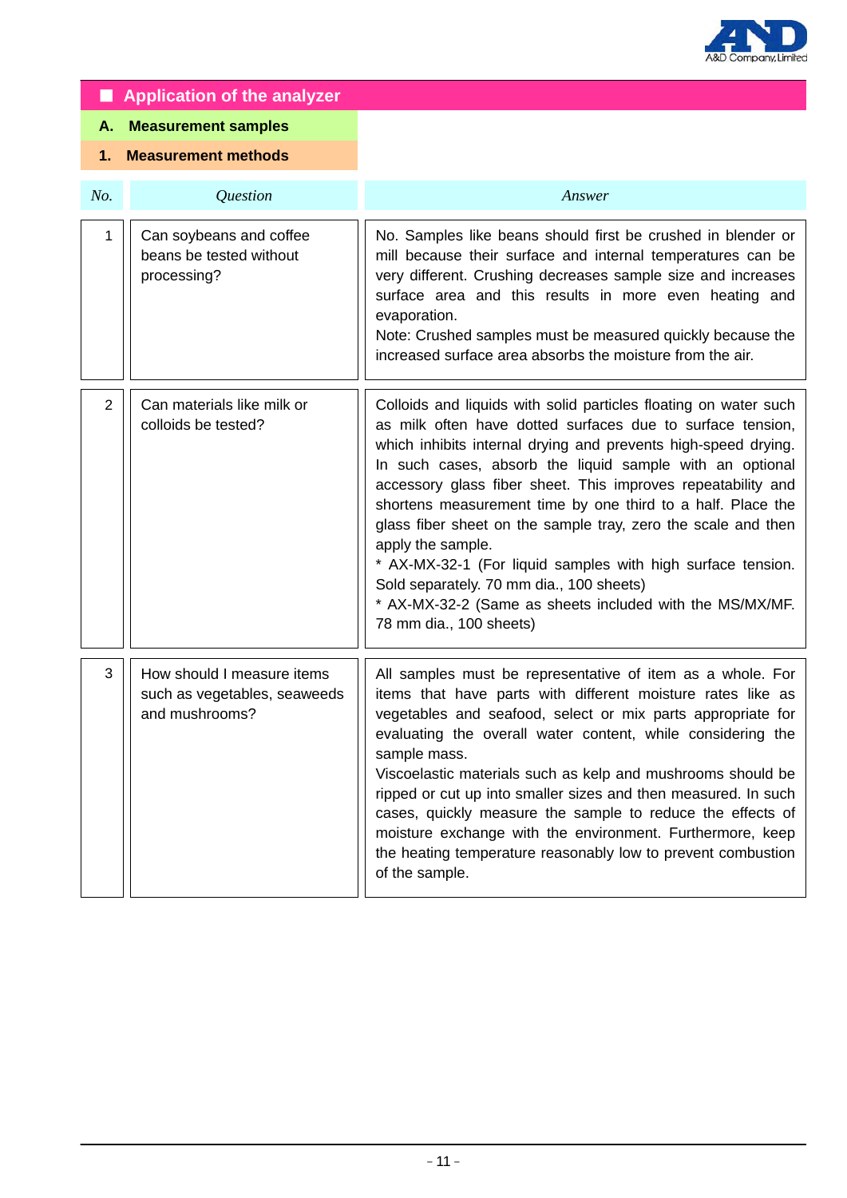## ■ Application of the analyzer

### A. Measurement samples

#### 1. Measurement methods

| *No.* | *Question* | *Answer* |
|---|---|---|
| 1 | Can soybeans and coffee beans be tested without processing? | No. Samples like beans should first be crushed in blender or mill because their surface and internal temperatures can be very different. Crushing decreases sample size and increases surface area and this results in more even heating and evaporation.<br>Note: Crushed samples must be measured quickly because the increased surface area absorbs the moisture from the air. |
| 2 | Can materials like milk or colloids be tested? | Colloids and liquids with solid particles floating on water such as milk often have dotted surfaces due to surface tension, which inhibits internal drying and prevents high-speed drying. In such cases, absorb the liquid sample with an optional accessory glass fiber sheet. This improves repeatability and shortens measurement time by one third to a half. Place the glass fiber sheet on the sample tray, zero the scale and then apply the sample.<br>* AX-MX-32-1 (For liquid samples with high surface tension. Sold separately. 70 mm dia., 100 sheets)<br>* AX-MX-32-2 (Same as sheets included with the MS/MX/MF. 78 mm dia., 100 sheets) |
| 3 | How should I measure items such as vegetables, seaweeds and mushrooms? | All samples must be representative of item as a whole. For items that have parts with different moisture rates like as vegetables and seafood, select or mix parts appropriate for evaluating the overall water content, while considering the sample mass.<br>Viscoelastic materials such as kelp and mushrooms should be ripped or cut up into smaller sizes and then measured. In such cases, quickly measure the sample to reduce the effects of moisture exchange with the environment. Furthermore, keep the heating temperature reasonably low to prevent combustion of the sample. |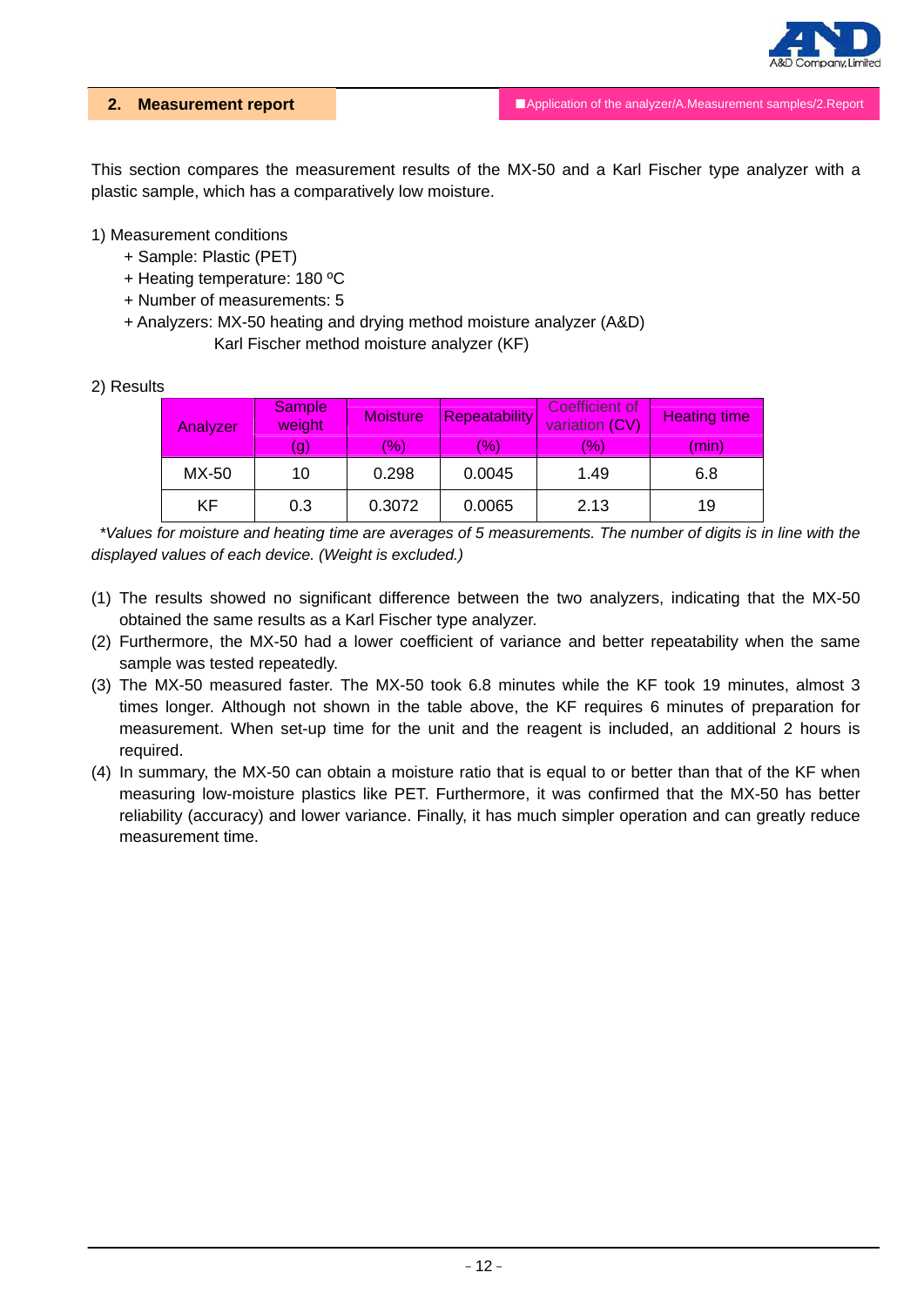## 2. Measurement report

■Application of the analyzer/A.Measurement samples/2.Report

This section compares the measurement results of the MX-50 and a Karl Fischer type analyzer with a plastic sample, which has a comparatively low moisture.

1) Measurement conditions

+ Sample: Plastic (PET)
+ Heating temperature: 180 ºC
+ Number of measurements: 5
+ Analyzers: MX-50 heating and drying method moisture analyzer (A&D)
  Karl Fischer method moisture analyzer (KF)

2) Results

| Analyzer | Sample weight (g) | Moisture (%) | Repeatability (%) | Coefficient of variation (CV) (%) | Heating time (min) |
|---|---|---|---|---|---|
| MX-50 | 10 | 0.298 | 0.0045 | 1.49 | 6.8 |
| KF | 0.3 | 0.3072 | 0.0065 | 2.13 | 19 |

*\*Values for moisture and heating time are averages of 5 measurements. The number of digits is in line with the displayed values of each device. (Weight is excluded.)*

(1) The results showed no significant difference between the two analyzers, indicating that the MX-50 obtained the same results as a Karl Fischer type analyzer.

(2) Furthermore, the MX-50 had a lower coefficient of variance and better repeatability when the same sample was tested repeatedly.

(3) The MX-50 measured faster. The MX-50 took 6.8 minutes while the KF took 19 minutes, almost 3 times longer. Although not shown in the table above, the KF requires 6 minutes of preparation for measurement. When set-up time for the unit and the reagent is included, an additional 2 hours is required.

(4) In summary, the MX-50 can obtain a moisture ratio that is equal to or better than that of the KF when measuring low-moisture plastics like PET. Furthermore, it was confirmed that the MX-50 has better reliability (accuracy) and lower variance. Finally, it has much simpler operation and can greatly reduce measurement time.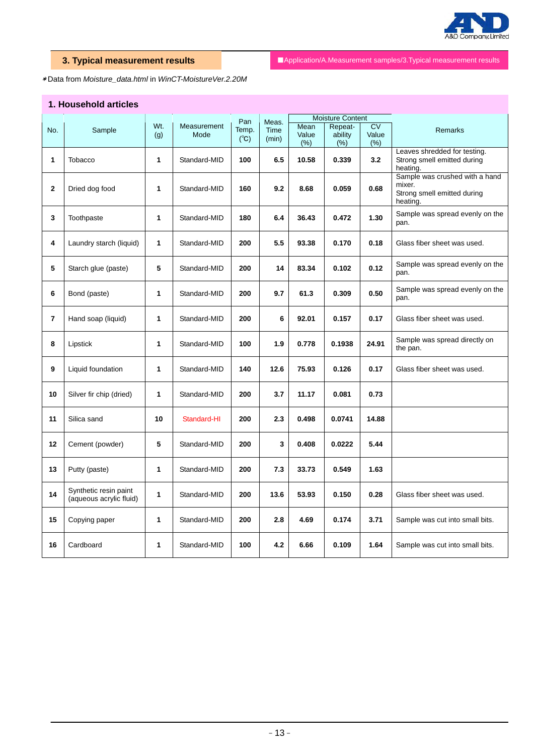## 3. Typical measurement results

■Application/A.Measurement samples/3.Typical measurement results

∗Data from *Moisture_data.html* in *WinCT-MoistureVer.2.20M*

### 1. Household articles

| No. | Sample | Wt. (g) | Measurement Mode | Pan Temp. (℃) | Meas. Time (min) | Moisture Content | | | Remarks |
|---|---|---|---|---|---|---|---|---|---|
| | | | | | | Mean Value (%) | Repeat-ability (%) | CV Value (%) | |
| 1 | Tobacco | 1 | Standard-MID | 100 | 6.5 | 10.58 | 0.339 | 3.2 | Leaves shredded for testing. Strong smell emitted during heating. |
| 2 | Dried dog food | 1 | Standard-MID | 160 | 9.2 | 8.68 | 0.059 | 0.68 | Sample was crushed with a hand mixer. Strong smell emitted during heating. |
| 3 | Toothpaste | 1 | Standard-MID | 180 | 6.4 | 36.43 | 0.472 | 1.30 | Sample was spread evenly on the pan. |
| 4 | Laundry starch (liquid) | 1 | Standard-MID | 200 | 5.5 | 93.38 | 0.170 | 0.18 | Glass fiber sheet was used. |
| 5 | Starch glue (paste) | 5 | Standard-MID | 200 | 14 | 83.34 | 0.102 | 0.12 | Sample was spread evenly on the pan. |
| 6 | Bond (paste) | 1 | Standard-MID | 200 | 9.7 | 61.3 | 0.309 | 0.50 | Sample was spread evenly on the pan. |
| 7 | Hand soap (liquid) | 1 | Standard-MID | 200 | 6 | 92.01 | 0.157 | 0.17 | Glass fiber sheet was used. |
| 8 | Lipstick | 1 | Standard-MID | 100 | 1.9 | 0.778 | 0.1938 | 24.91 | Sample was spread directly on the pan. |
| 9 | Liquid foundation | 1 | Standard-MID | 140 | 12.6 | 75.93 | 0.126 | 0.17 | Glass fiber sheet was used. |
| 10 | Silver fir chip (dried) | 1 | Standard-MID | 200 | 3.7 | 11.17 | 0.081 | 0.73 | |
| 11 | Silica sand | 10 | Standard-HI | 200 | 2.3 | 0.498 | 0.0741 | 14.88 | |
| 12 | Cement (powder) | 5 | Standard-MID | 200 | 3 | 0.408 | 0.0222 | 5.44 | |
| 13 | Putty (paste) | 1 | Standard-MID | 200 | 7.3 | 33.73 | 0.549 | 1.63 | |
| 14 | Synthetic resin paint (aqueous acrylic fluid) | 1 | Standard-MID | 200 | 13.6 | 53.93 | 0.150 | 0.28 | Glass fiber sheet was used. |
| 15 | Copying paper | 1 | Standard-MID | 200 | 2.8 | 4.69 | 0.174 | 3.71 | Sample was cut into small bits. |
| 16 | Cardboard | 1 | Standard-MID | 100 | 4.2 | 6.66 | 0.109 | 1.64 | Sample was cut into small bits. |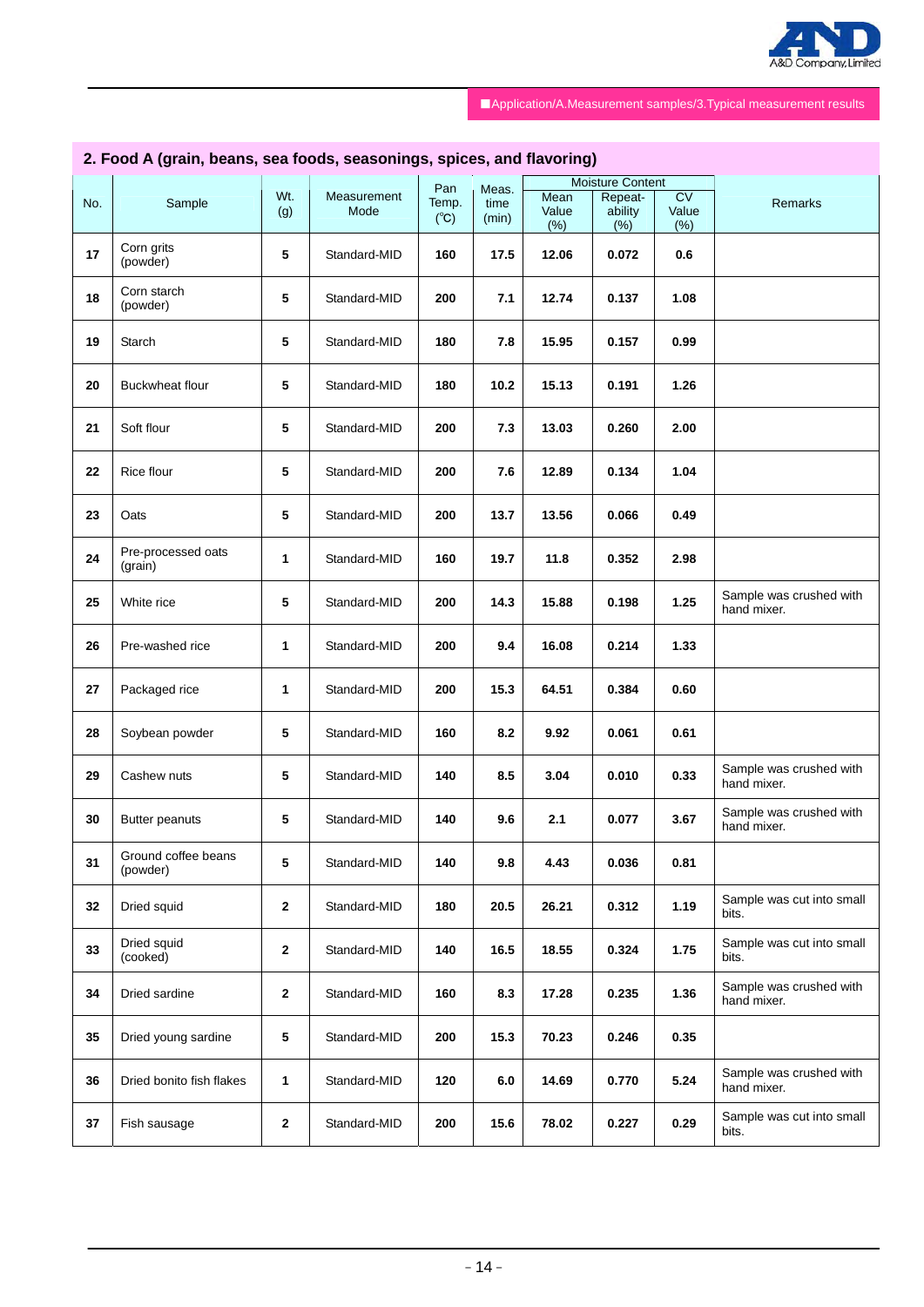■Application/A.Measurement samples/3.Typical measurement results

## 2. Food A (grain, beans, sea foods, seasonings, spices, and flavoring)

| No. | Sample | Wt. (g) | Measurement Mode | Pan Temp. (℃) | Meas. time (min) | Moisture Content | | | Remarks |
|---|---|---|---|---|---|---|---|---|---|
| | | | | | | Mean Value (%) | Repeat-ability (%) | CV Value (%) | |
| **17** | Corn grits (powder) | **5** | Standard-MID | **160** | **17.5** | **12.06** | **0.072** | **0.6** | |
| **18** | Corn starch (powder) | **5** | Standard-MID | **200** | **7.1** | **12.74** | **0.137** | **1.08** | |
| **19** | Starch | **5** | Standard-MID | **180** | **7.8** | **15.95** | **0.157** | **0.99** | |
| **20** | Buckwheat flour | **5** | Standard-MID | **180** | **10.2** | **15.13** | **0.191** | **1.26** | |
| **21** | Soft flour | **5** | Standard-MID | **200** | **7.3** | **13.03** | **0.260** | **2.00** | |
| **22** | Rice flour | **5** | Standard-MID | **200** | **7.6** | **12.89** | **0.134** | **1.04** | |
| **23** | Oats | **5** | Standard-MID | **200** | **13.7** | **13.56** | **0.066** | **0.49** | |
| **24** | Pre-processed oats (grain) | **1** | Standard-MID | **160** | **19.7** | **11.8** | **0.352** | **2.98** | |
| **25** | White rice | **5** | Standard-MID | **200** | **14.3** | **15.88** | **0.198** | **1.25** | Sample was crushed with hand mixer. |
| **26** | Pre-washed rice | **1** | Standard-MID | **200** | **9.4** | **16.08** | **0.214** | **1.33** | |
| **27** | Packaged rice | **1** | Standard-MID | **200** | **15.3** | **64.51** | **0.384** | **0.60** | |
| **28** | Soybean powder | **5** | Standard-MID | **160** | **8.2** | **9.92** | **0.061** | **0.61** | |
| **29** | Cashew nuts | **5** | Standard-MID | **140** | **8.5** | **3.04** | **0.010** | **0.33** | Sample was crushed with hand mixer. |
| **30** | Butter peanuts | **5** | Standard-MID | **140** | **9.6** | **2.1** | **0.077** | **3.67** | Sample was crushed with hand mixer. |
| **31** | Ground coffee beans (powder) | **5** | Standard-MID | **140** | **9.8** | **4.43** | **0.036** | **0.81** | |
| **32** | Dried squid | **2** | Standard-MID | **180** | **20.5** | **26.21** | **0.312** | **1.19** | Sample was cut into small bits. |
| **33** | Dried squid (cooked) | **2** | Standard-MID | **140** | **16.5** | **18.55** | **0.324** | **1.75** | Sample was cut into small bits. |
| **34** | Dried sardine | **2** | Standard-MID | **160** | **8.3** | **17.28** | **0.235** | **1.36** | Sample was crushed with hand mixer. |
| **35** | Dried young sardine | **5** | Standard-MID | **200** | **15.3** | **70.23** | **0.246** | **0.35** | |
| **36** | Dried bonito fish flakes | **1** | Standard-MID | **120** | **6.0** | **14.69** | **0.770** | **5.24** | Sample was crushed with hand mixer. |
| **37** | Fish sausage | **2** | Standard-MID | **200** | **15.6** | **78.02** | **0.227** | **0.29** | Sample was cut into small bits. |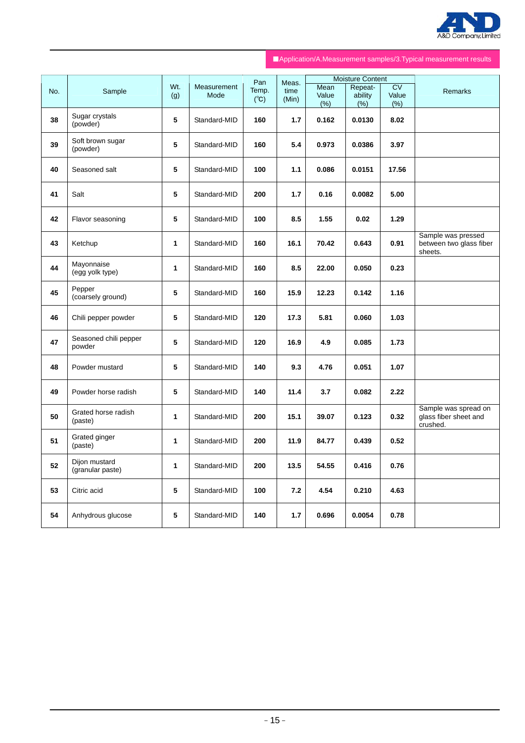■Application/A.Measurement samples/3.Typical measurement results

| No. | Sample | Wt. (g) | Measurement Mode | Pan Temp. (℃) | Meas. time (Min) | Moisture Content | | | Remarks |
|---|---|---|---|---|---|---|---|---|---|
| | | | | | | Mean Value (%) | Repeat-ability (%) | CV Value (%) | |
| 38 | Sugar crystals (powder) | 5 | Standard-MID | 160 | 1.7 | 0.162 | 0.0130 | 8.02 | |
| 39 | Soft brown sugar (powder) | 5 | Standard-MID | 160 | 5.4 | 0.973 | 0.0386 | 3.97 | |
| 40 | Seasoned salt | 5 | Standard-MID | 100 | 1.1 | 0.086 | 0.0151 | 17.56 | |
| 41 | Salt | 5 | Standard-MID | 200 | 1.7 | 0.16 | 0.0082 | 5.00 | |
| 42 | Flavor seasoning | 5 | Standard-MID | 100 | 8.5 | 1.55 | 0.02 | 1.29 | |
| 43 | Ketchup | 1 | Standard-MID | 160 | 16.1 | 70.42 | 0.643 | 0.91 | Sample was pressed between two glass fiber sheets. |
| 44 | Mayonnaise (egg yolk type) | 1 | Standard-MID | 160 | 8.5 | 22.00 | 0.050 | 0.23 | |
| 45 | Pepper (coarsely ground) | 5 | Standard-MID | 160 | 15.9 | 12.23 | 0.142 | 1.16 | |
| 46 | Chili pepper powder | 5 | Standard-MID | 120 | 17.3 | 5.81 | 0.060 | 1.03 | |
| 47 | Seasoned chili pepper powder | 5 | Standard-MID | 120 | 16.9 | 4.9 | 0.085 | 1.73 | |
| 48 | Powder mustard | 5 | Standard-MID | 140 | 9.3 | 4.76 | 0.051 | 1.07 | |
| 49 | Powder horse radish | 5 | Standard-MID | 140 | 11.4 | 3.7 | 0.082 | 2.22 | |
| 50 | Grated horse radish (paste) | 1 | Standard-MID | 200 | 15.1 | 39.07 | 0.123 | 0.32 | Sample was spread on glass fiber sheet and crushed. |
| 51 | Grated ginger (paste) | 1 | Standard-MID | 200 | 11.9 | 84.77 | 0.439 | 0.52 | |
| 52 | Dijon mustard (granular paste) | 1 | Standard-MID | 200 | 13.5 | 54.55 | 0.416 | 0.76 | |
| 53 | Citric acid | 5 | Standard-MID | 100 | 7.2 | 4.54 | 0.210 | 4.63 | |
| 54 | Anhydrous glucose | 5 | Standard-MID | 140 | 1.7 | 0.696 | 0.0054 | 0.78 | |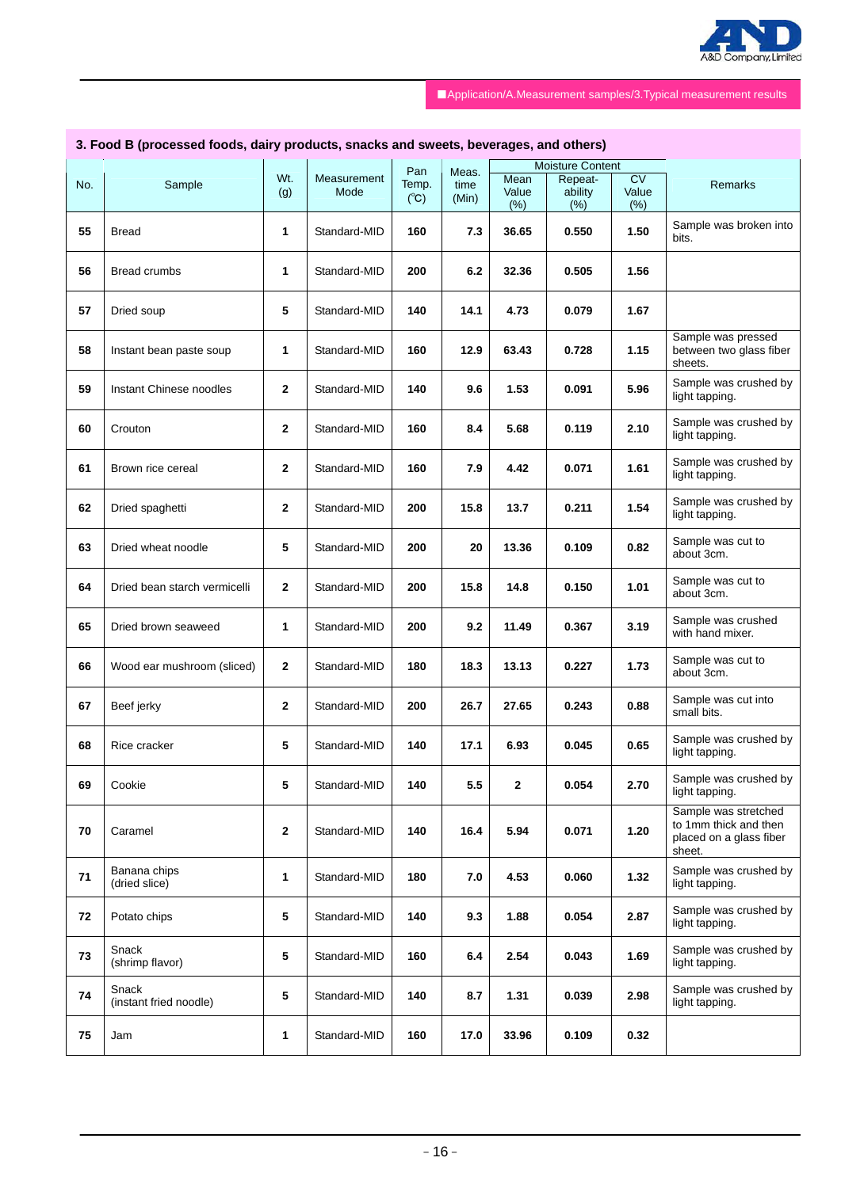■Application/A.Measurement samples/3.Typical measurement results

## 3. Food B (processed foods, dairy products, snacks and sweets, beverages, and others)

| No. | Sample | Wt. (g) | Measurement Mode | Pan Temp. (℃) | Meas. time (Min) | Moisture Content | | | Remarks |
|---|---|---|---|---|---|---|---|---|---|
| | | | | | | Mean Value (%) | Repeat-ability (%) | CV Value (%) | |
| 55 | Bread | 1 | Standard-MID | 160 | 7.3 | 36.65 | 0.550 | 1.50 | Sample was broken into bits. |
| 56 | Bread crumbs | 1 | Standard-MID | 200 | 6.2 | 32.36 | 0.505 | 1.56 | |
| 57 | Dried soup | 5 | Standard-MID | 140 | 14.1 | 4.73 | 0.079 | 1.67 | |
| 58 | Instant bean paste soup | 1 | Standard-MID | 160 | 12.9 | 63.43 | 0.728 | 1.15 | Sample was pressed between two glass fiber sheets. |
| 59 | Instant Chinese noodles | 2 | Standard-MID | 140 | 9.6 | 1.53 | 0.091 | 5.96 | Sample was crushed by light tapping. |
| 60 | Crouton | 2 | Standard-MID | 160 | 8.4 | 5.68 | 0.119 | 2.10 | Sample was crushed by light tapping. |
| 61 | Brown rice cereal | 2 | Standard-MID | 160 | 7.9 | 4.42 | 0.071 | 1.61 | Sample was crushed by light tapping. |
| 62 | Dried spaghetti | 2 | Standard-MID | 200 | 15.8 | 13.7 | 0.211 | 1.54 | Sample was crushed by light tapping. |
| 63 | Dried wheat noodle | 5 | Standard-MID | 200 | 20 | 13.36 | 0.109 | 0.82 | Sample was cut to about 3cm. |
| 64 | Dried bean starch vermicelli | 2 | Standard-MID | 200 | 15.8 | 14.8 | 0.150 | 1.01 | Sample was cut to about 3cm. |
| 65 | Dried brown seaweed | 1 | Standard-MID | 200 | 9.2 | 11.49 | 0.367 | 3.19 | Sample was crushed with hand mixer. |
| 66 | Wood ear mushroom (sliced) | 2 | Standard-MID | 180 | 18.3 | 13.13 | 0.227 | 1.73 | Sample was cut to about 3cm. |
| 67 | Beef jerky | 2 | Standard-MID | 200 | 26.7 | 27.65 | 0.243 | 0.88 | Sample was cut into small bits. |
| 68 | Rice cracker | 5 | Standard-MID | 140 | 17.1 | 6.93 | 0.045 | 0.65 | Sample was crushed by light tapping. |
| 69 | Cookie | 5 | Standard-MID | 140 | 5.5 | 2 | 0.054 | 2.70 | Sample was crushed by light tapping. |
| 70 | Caramel | 2 | Standard-MID | 140 | 16.4 | 5.94 | 0.071 | 1.20 | Sample was stretched to 1mm thick and then placed on a glass fiber sheet. |
| 71 | Banana chips (dried slice) | 1 | Standard-MID | 180 | 7.0 | 4.53 | 0.060 | 1.32 | Sample was crushed by light tapping. |
| 72 | Potato chips | 5 | Standard-MID | 140 | 9.3 | 1.88 | 0.054 | 2.87 | Sample was crushed by light tapping. |
| 73 | Snack (shrimp flavor) | 5 | Standard-MID | 160 | 6.4 | 2.54 | 0.043 | 1.69 | Sample was crushed by light tapping. |
| 74 | Snack (instant fried noodle) | 5 | Standard-MID | 140 | 8.7 | 1.31 | 0.039 | 2.98 | Sample was crushed by light tapping. |
| 75 | Jam | 1 | Standard-MID | 160 | 17.0 | 33.96 | 0.109 | 0.32 | |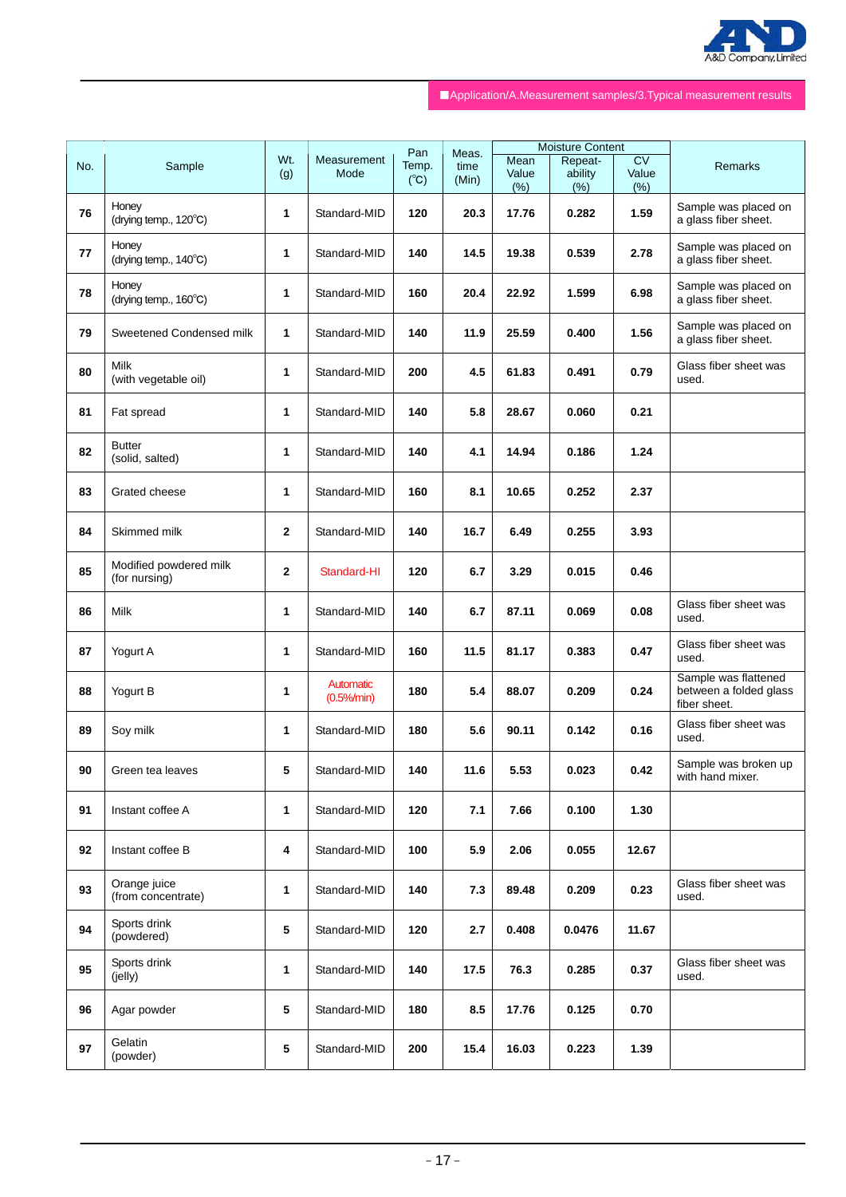■Application/A.Measurement samples/3.Typical measurement results

| No. | Sample | Wt. (g) | Measurement Mode | Pan Temp. (℃) | Meas. time (Min) | Moisture Content | | | Remarks |
|---|---|---|---|---|---|---|---|---|---|
| | | | | | | Mean Value (%) | Repeat-ability (%) | CV Value (%) | |
| 76 | Honey (drying temp., 120℃) | 1 | Standard-MID | 120 | 20.3 | 17.76 | 0.282 | 1.59 | Sample was placed on a glass fiber sheet. |
| 77 | Honey (drying temp., 140℃) | 1 | Standard-MID | 140 | 14.5 | 19.38 | 0.539 | 2.78 | Sample was placed on a glass fiber sheet. |
| 78 | Honey (drying temp., 160℃) | 1 | Standard-MID | 160 | 20.4 | 22.92 | 1.599 | 6.98 | Sample was placed on a glass fiber sheet. |
| 79 | Sweetened Condensed milk | 1 | Standard-MID | 140 | 11.9 | 25.59 | 0.400 | 1.56 | Sample was placed on a glass fiber sheet. |
| 80 | Milk (with vegetable oil) | 1 | Standard-MID | 200 | 4.5 | 61.83 | 0.491 | 0.79 | Glass fiber sheet was used. |
| 81 | Fat spread | 1 | Standard-MID | 140 | 5.8 | 28.67 | 0.060 | 0.21 | |
| 82 | Butter (solid, salted) | 1 | Standard-MID | 140 | 4.1 | 14.94 | 0.186 | 1.24 | |
| 83 | Grated cheese | 1 | Standard-MID | 160 | 8.1 | 10.65 | 0.252 | 2.37 | |
| 84 | Skimmed milk | 2 | Standard-MID | 140 | 16.7 | 6.49 | 0.255 | 3.93 | |
| 85 | Modified powdered milk (for nursing) | 2 | Standard-HI | 120 | 6.7 | 3.29 | 0.015 | 0.46 | |
| 86 | Milk | 1 | Standard-MID | 140 | 6.7 | 87.11 | 0.069 | 0.08 | Glass fiber sheet was used. |
| 87 | Yogurt A | 1 | Standard-MID | 160 | 11.5 | 81.17 | 0.383 | 0.47 | Glass fiber sheet was used. |
| 88 | Yogurt B | 1 | Automatic (0.5%/min) | 180 | 5.4 | 88.07 | 0.209 | 0.24 | Sample was flattened between a folded glass fiber sheet. |
| 89 | Soy milk | 1 | Standard-MID | 180 | 5.6 | 90.11 | 0.142 | 0.16 | Glass fiber sheet was used. |
| 90 | Green tea leaves | 5 | Standard-MID | 140 | 11.6 | 5.53 | 0.023 | 0.42 | Sample was broken up with hand mixer. |
| 91 | Instant coffee A | 1 | Standard-MID | 120 | 7.1 | 7.66 | 0.100 | 1.30 | |
| 92 | Instant coffee B | 4 | Standard-MID | 100 | 5.9 | 2.06 | 0.055 | 12.67 | |
| 93 | Orange juice (from concentrate) | 1 | Standard-MID | 140 | 7.3 | 89.48 | 0.209 | 0.23 | Glass fiber sheet was used. |
| 94 | Sports drink (powdered) | 5 | Standard-MID | 120 | 2.7 | 0.408 | 0.0476 | 11.67 | |
| 95 | Sports drink (jelly) | 1 | Standard-MID | 140 | 17.5 | 76.3 | 0.285 | 0.37 | Glass fiber sheet was used. |
| 96 | Agar powder | 5 | Standard-MID | 180 | 8.5 | 17.76 | 0.125 | 0.70 | |
| 97 | Gelatin (powder) | 5 | Standard-MID | 200 | 15.4 | 16.03 | 0.223 | 1.39 | |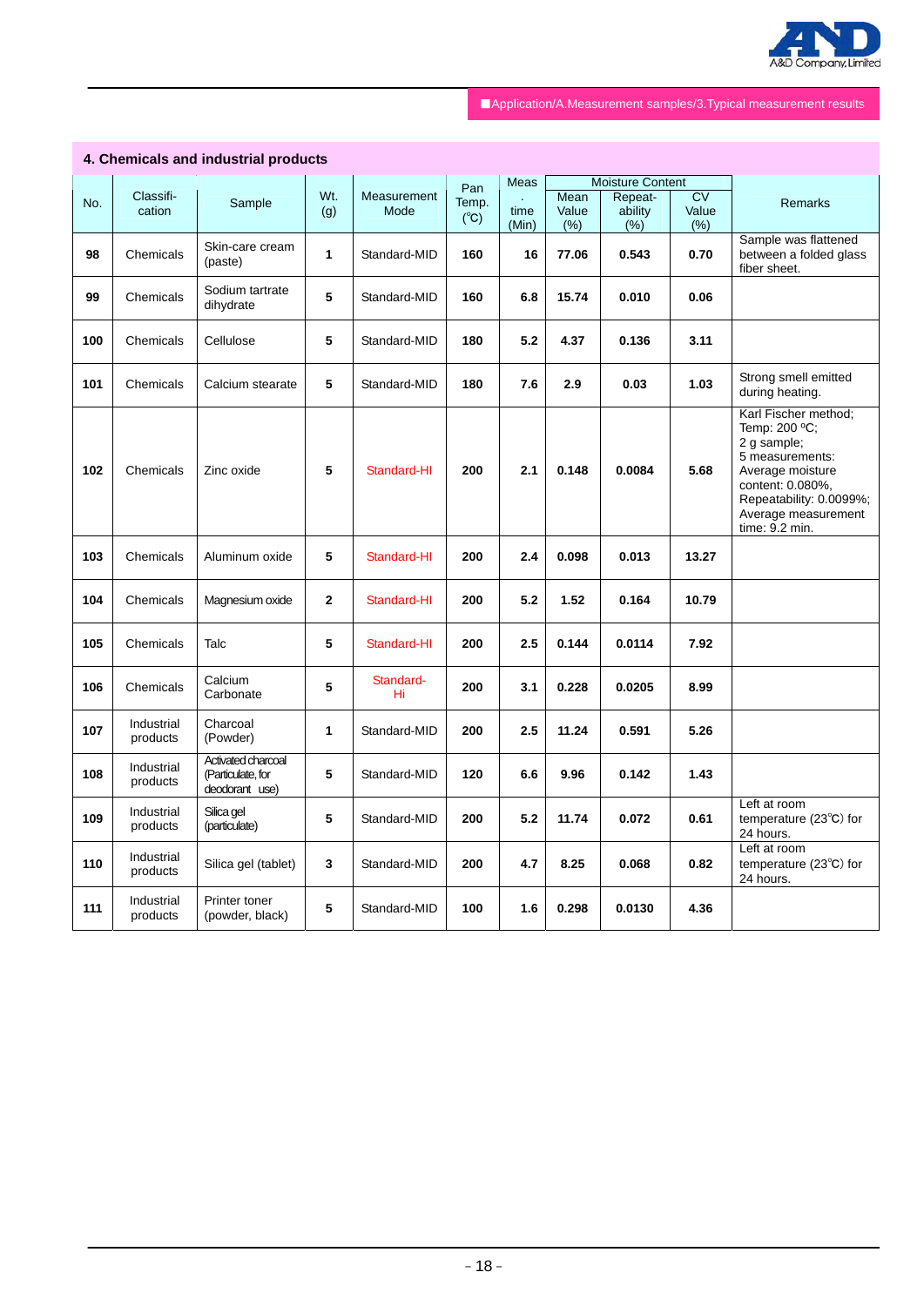■Application/A.Measurement samples/3.Typical measurement results

## 4. Chemicals and industrial products

| No. | Classifi-cation | Sample | Wt. (g) | Measurement Mode | Pan Temp. (℃) | Meas. time (Min) | Moisture Content Mean Value (%) | Repeat-ability (%) | CV Value (%) | Remarks |
|---|---|---|---|---|---|---|---|---|---|---|
| **98** | Chemicals | Skin-care cream (paste) | **1** | Standard-MID | **160** | **16** | **77.06** | **0.543** | **0.70** | Sample was flattened between a folded glass fiber sheet. |
| **99** | Chemicals | Sodium tartrate dihydrate | **5** | Standard-MID | **160** | **6.8** | **15.74** | **0.010** | **0.06** | |
| **100** | Chemicals | Cellulose | **5** | Standard-MID | **180** | **5.2** | **4.37** | **0.136** | **3.11** | |
| **101** | Chemicals | Calcium stearate | **5** | Standard-MID | **180** | **7.6** | **2.9** | **0.03** | **1.03** | Strong smell emitted during heating. |
| **102** | Chemicals | Zinc oxide | **5** | Standard-HI | **200** | **2.1** | **0.148** | **0.0084** | **5.68** | Karl Fischer method; Temp: 200 ºC; 2 g sample; 5 measurements: Average moisture content: 0.080%, Repeatability: 0.0099%; Average measurement time: 9.2 min. |
| **103** | Chemicals | Aluminum oxide | **5** | Standard-HI | **200** | **2.4** | **0.098** | **0.013** | **13.27** | |
| **104** | Chemicals | Magnesium oxide | **2** | Standard-HI | **200** | **5.2** | **1.52** | **0.164** | **10.79** | |
| **105** | Chemicals | Talc | **5** | Standard-HI | **200** | **2.5** | **0.144** | **0.0114** | **7.92** | |
| **106** | Chemicals | Calcium Carbonate | **5** | Standard-Hi | **200** | **3.1** | **0.228** | **0.0205** | **8.99** | |
| **107** | Industrial products | Charcoal (Powder) | **1** | Standard-MID | **200** | **2.5** | **11.24** | **0.591** | **5.26** | |
| **108** | Industrial products | Activated charcoal (Particulate, for deodorant use) | **5** | Standard-MID | **120** | **6.6** | **9.96** | **0.142** | **1.43** | |
| **109** | Industrial products | Silica gel (particulate) | **5** | Standard-MID | **200** | **5.2** | **11.74** | **0.072** | **0.61** | Left at room temperature (23℃) for 24 hours. |
| **110** | Industrial products | Silica gel (tablet) | **3** | Standard-MID | **200** | **4.7** | **8.25** | **0.068** | **0.82** | Left at room temperature (23℃) for 24 hours. |
| **111** | Industrial products | Printer toner (powder, black) | **5** | Standard-MID | **100** | **1.6** | **0.298** | **0.0130** | **4.36** | |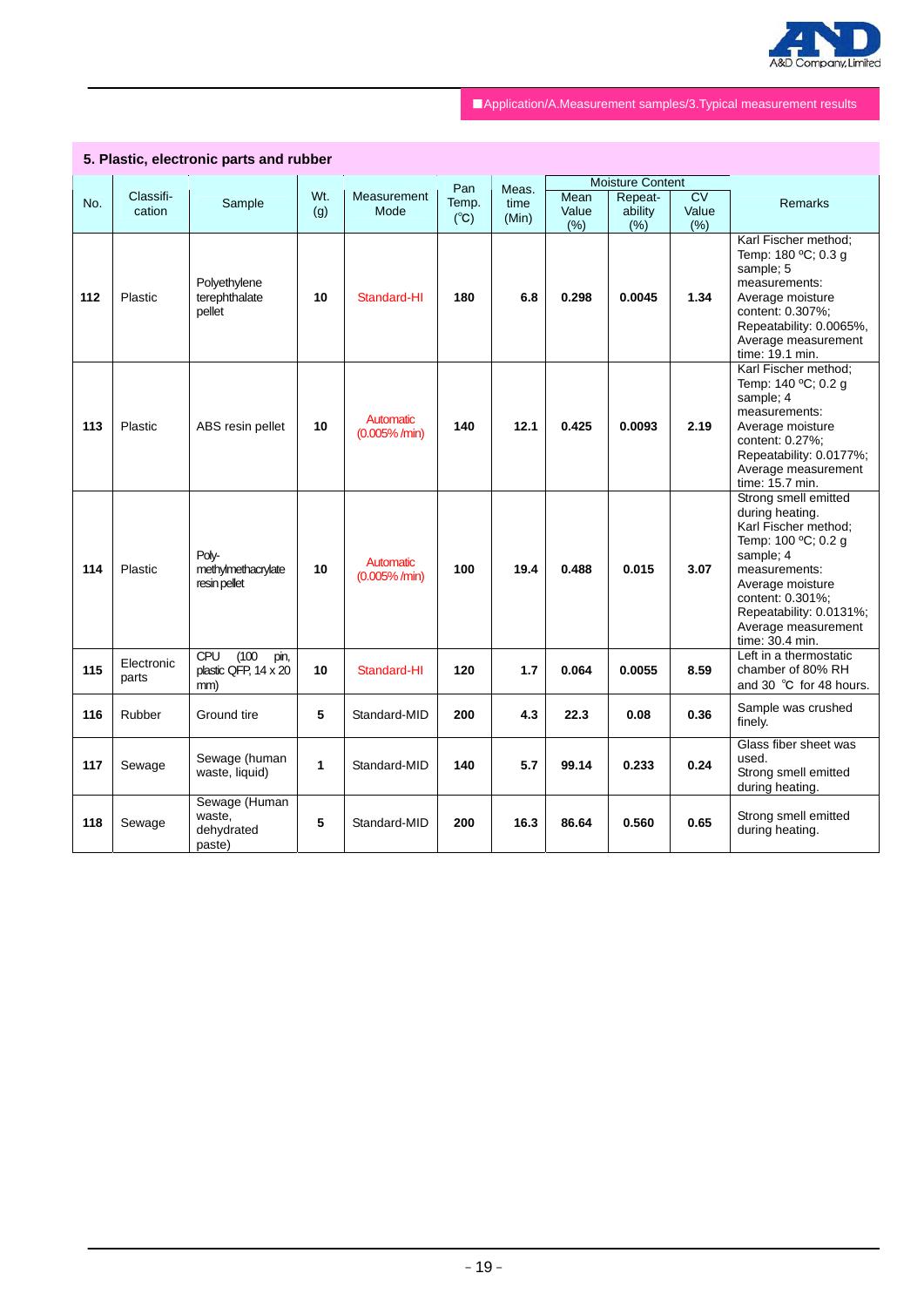■Application/A.Measurement samples/3.Typical measurement results

## 5. Plastic, electronic parts and rubber

| No. | Classifi-cation | Sample | Wt. (g) | Measurement Mode | Pan Temp. (℃) | Meas. time (Min) | Moisture Content | | | Remarks |
|---|---|---|---|---|---|---|---|---|---|---|
| | | | | | | | Mean Value (%) | Repeat-ability (%) | CV Value (%) | |
| **112** | Plastic | Polyethylene terephthalate pellet | **10** | Standard-HI | **180** | **6.8** | **0.298** | **0.0045** | **1.34** | Karl Fischer method; Temp: 180 ºC; 0.3 g sample; 5 measurements: Average moisture content: 0.307%; Repeatability: 0.0065%, Average measurement time: 19.1 min. |
| **113** | Plastic | ABS resin pellet | **10** | Automatic (0.005% /min) | **140** | **12.1** | **0.425** | **0.0093** | **2.19** | Karl Fischer method; Temp: 140 ºC; 0.2 g sample; 4 measurements: Average moisture content: 0.27%; Repeatability: 0.0177%; Average measurement time: 15.7 min. |
| **114** | Plastic | Poly-methylmethacrylate resin pellet | **10** | Automatic (0.005% /min) | **100** | **19.4** | **0.488** | **0.015** | **3.07** | Strong smell emitted during heating. Karl Fischer method; Temp: 100 ºC; 0.2 g sample; 4 measurements: Average moisture content: 0.301%; Repeatability: 0.0131%; Average measurement time: 30.4 min. |
| **115** | Electronic parts | CPU (100 pin, plastic QFP, 14 x 20 mm) | **10** | Standard-HI | **120** | **1.7** | **0.064** | **0.0055** | **8.59** | Left in a thermostatic chamber of 80% RH and 30 ℃ for 48 hours. |
| **116** | Rubber | Ground tire | **5** | Standard-MID | **200** | **4.3** | **22.3** | **0.08** | **0.36** | Sample was crushed finely. |
| **117** | Sewage | Sewage (human waste, liquid) | **1** | Standard-MID | **140** | **5.7** | **99.14** | **0.233** | **0.24** | Glass fiber sheet was used. Strong smell emitted during heating. |
| **118** | Sewage | Sewage (Human waste, dehydrated paste) | **5** | Standard-MID | **200** | **16.3** | **86.64** | **0.560** | **0.65** | Strong smell emitted during heating. |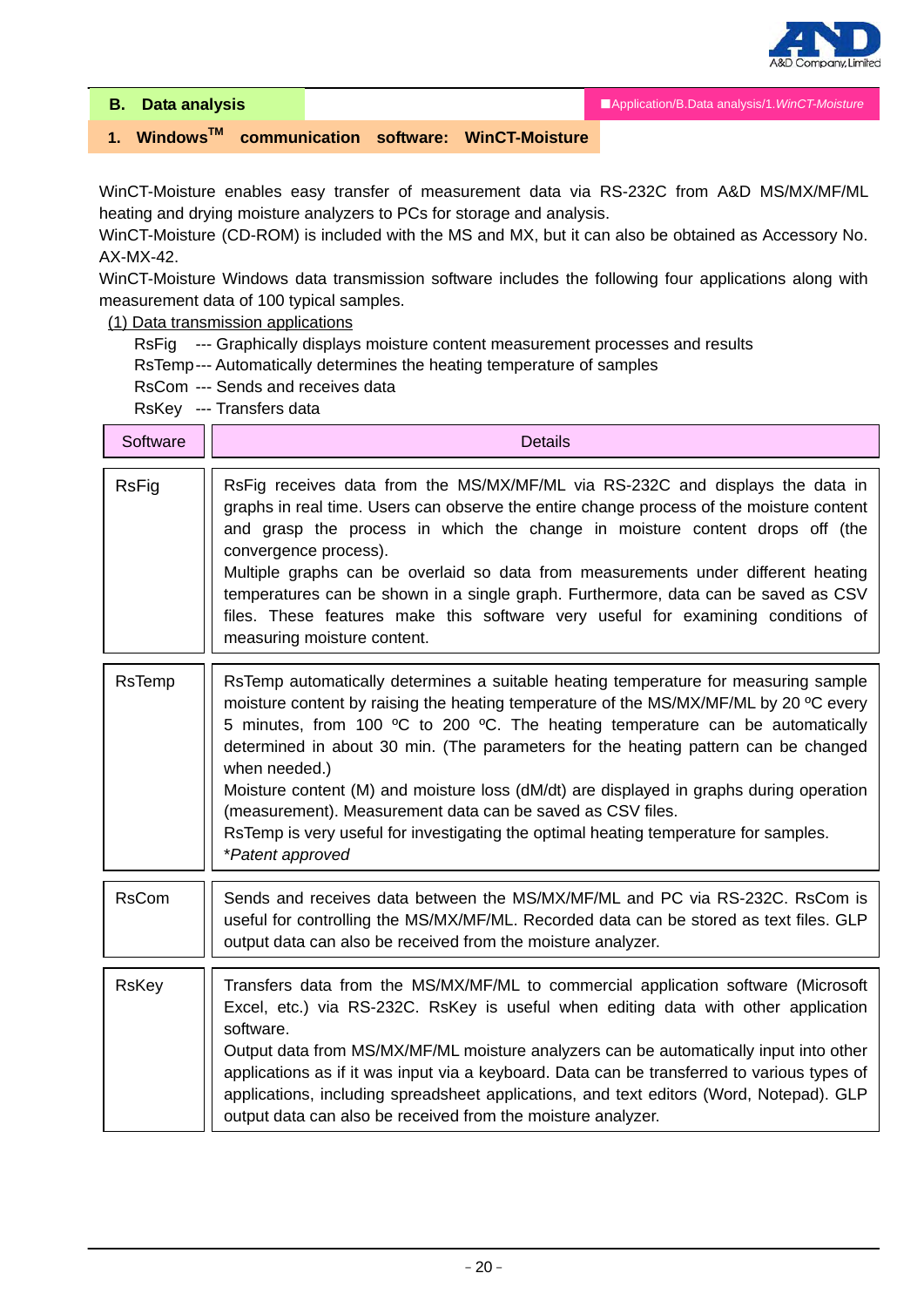## B. Data analysis

■Application/B.Data analysis/1.*WinCT-Moisture*

### 1. Windows™ communication software: WinCT-Moisture

WinCT-Moisture enables easy transfer of measurement data via RS-232C from A&D MS/MX/MF/ML heating and drying moisture analyzers to PCs for storage and analysis.
WinCT-Moisture (CD-ROM) is included with the MS and MX, but it can also be obtained as Accessory No. AX-MX-42.
WinCT-Moisture Windows data transmission software includes the following four applications along with measurement data of 100 typical samples.

(1) Data transmission applications

RsFig --- Graphically displays moisture content measurement processes and results
RsTemp--- Automatically determines the heating temperature of samples
RsCom --- Sends and receives data
RsKey --- Transfers data

| Software | Details |
|---|---|
| RsFig | RsFig receives data from the MS/MX/MF/ML via RS-232C and displays the data in graphs in real time. Users can observe the entire change process of the moisture content and grasp the process in which the change in moisture content drops off (the convergence process).<br>Multiple graphs can be overlaid so data from measurements under different heating temperatures can be shown in a single graph. Furthermore, data can be saved as CSV files. These features make this software very useful for examining conditions of measuring moisture content. |
| RsTemp | RsTemp automatically determines a suitable heating temperature for measuring sample moisture content by raising the heating temperature of the MS/MX/MF/ML by 20 ºC every 5 minutes, from 100 ºC to 200 ºC. The heating temperature can be automatically determined in about 30 min. (The parameters for the heating pattern can be changed when needed.)<br>Moisture content (M) and moisture loss (dM/dt) are displayed in graphs during operation (measurement). Measurement data can be saved as CSV files.<br>RsTemp is very useful for investigating the optimal heating temperature for samples.<br>*\*Patent approved* |
| RsCom | Sends and receives data between the MS/MX/MF/ML and PC via RS-232C. RsCom is useful for controlling the MS/MX/MF/ML. Recorded data can be stored as text files. GLP output data can also be received from the moisture analyzer. |
| RsKey | Transfers data from the MS/MX/MF/ML to commercial application software (Microsoft Excel, etc.) via RS-232C. RsKey is useful when editing data with other application software.<br>Output data from MS/MX/MF/ML moisture analyzers can be automatically input into other applications as if it was input via a keyboard. Data can be transferred to various types of applications, including spreadsheet applications, and text editors (Word, Notepad). GLP output data can also be received from the moisture analyzer. |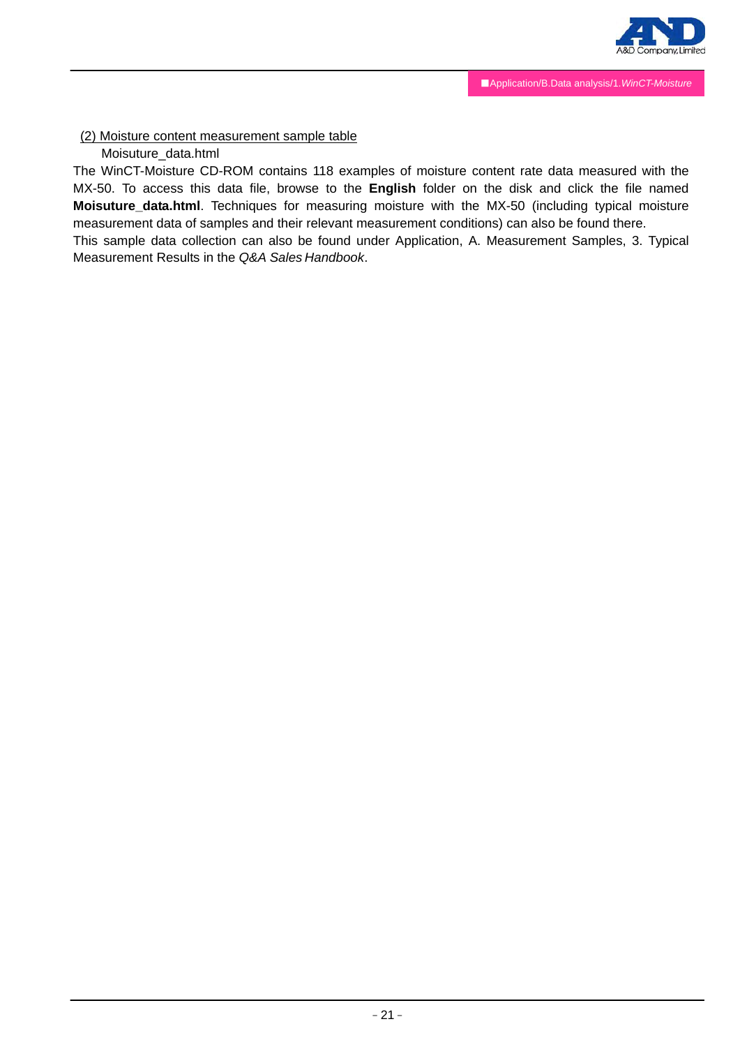(2) Moisture content measurement sample table

Moisuture_data.html

The WinCT-Moisture CD-ROM contains 118 examples of moisture content rate data measured with the MX-50. To access this data file, browse to the **English** folder on the disk and click the file named **Moisuture_data.html**. Techniques for measuring moisture with the MX-50 (including typical moisture measurement data of samples and their relevant measurement conditions) can also be found there.

This sample data collection can also be found under Application, A. Measurement Samples, 3. Typical Measurement Results in the *Q&A Sales Handbook*.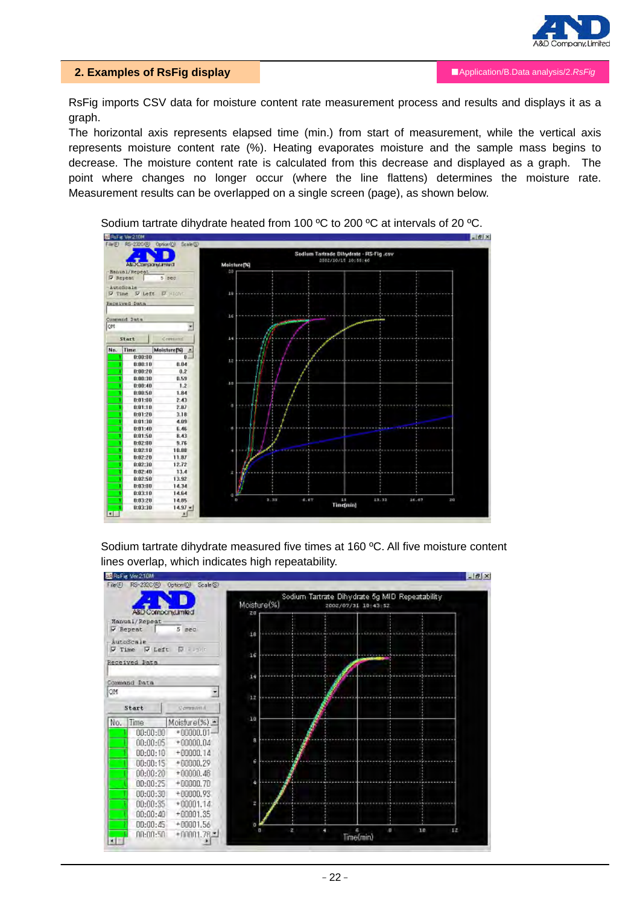## 2. Examples of RsFig display

RsFig imports CSV data for moisture content rate measurement process and results and displays it as a graph.
The horizontal axis represents elapsed time (min.) from start of measurement, while the vertical axis represents moisture content rate (%). Heating evaporates moisture and the sample mass begins to decrease. The moisture content rate is calculated from this decrease and displayed as a graph. The point where changes no longer occur (where the line flattens) determines the moisture rate. Measurement results can be overlapped on a single screen (page), as shown below.

Sodium tartrate dihydrate heated from 100 ºC to 200 ºC at intervals of 20 ºC.

Sodium tartrate dihydrate measured five times at 160 ºC. All five moisture content lines overlap, which indicates high repeatability.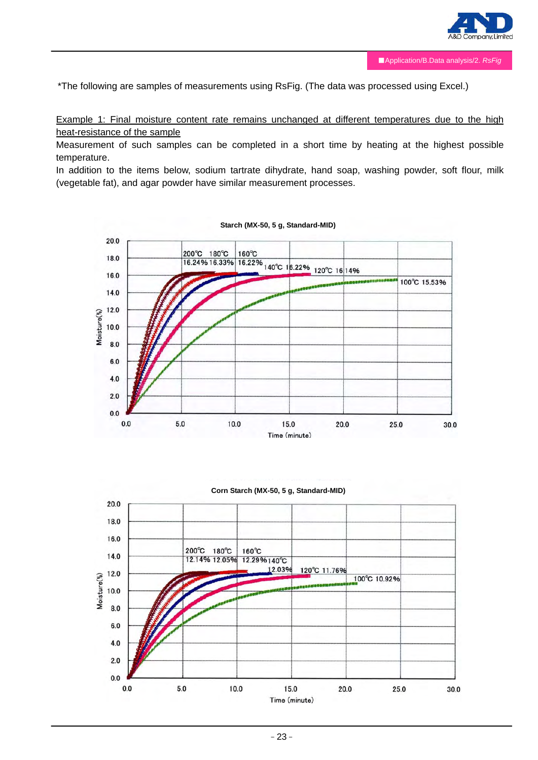*The following are samples of measurements using RsFig. (The data was processed using Excel.)

Example 1: Final moisture content rate remains unchanged at different temperatures due to the high heat-resistance of the sample

Measurement of such samples can be completed in a short time by heating at the highest possible temperature.

In addition to the items below, sodium tartrate dihydrate, hand soap, washing powder, soft flour, milk (vegetable fat), and agar powder have similar measurement processes.

**Starch (MX-50, 5 g, Standard-MID)**

200℃ 16.24% 180℃ 16.33% 160℃ 16.22% 140℃ 16.22% 120℃ 16.14% 100℃ 15.53%

Moisture(%) / Time (minute)

**Corn Starch (MX-50, 5 g, Standard-MID)**

200℃ 12.14% 180℃ 12.05% 160℃ 12.29% 140℃ 12.03% 120℃ 11.76% 100℃ 10.92%

Moisture(%) / Time (minute)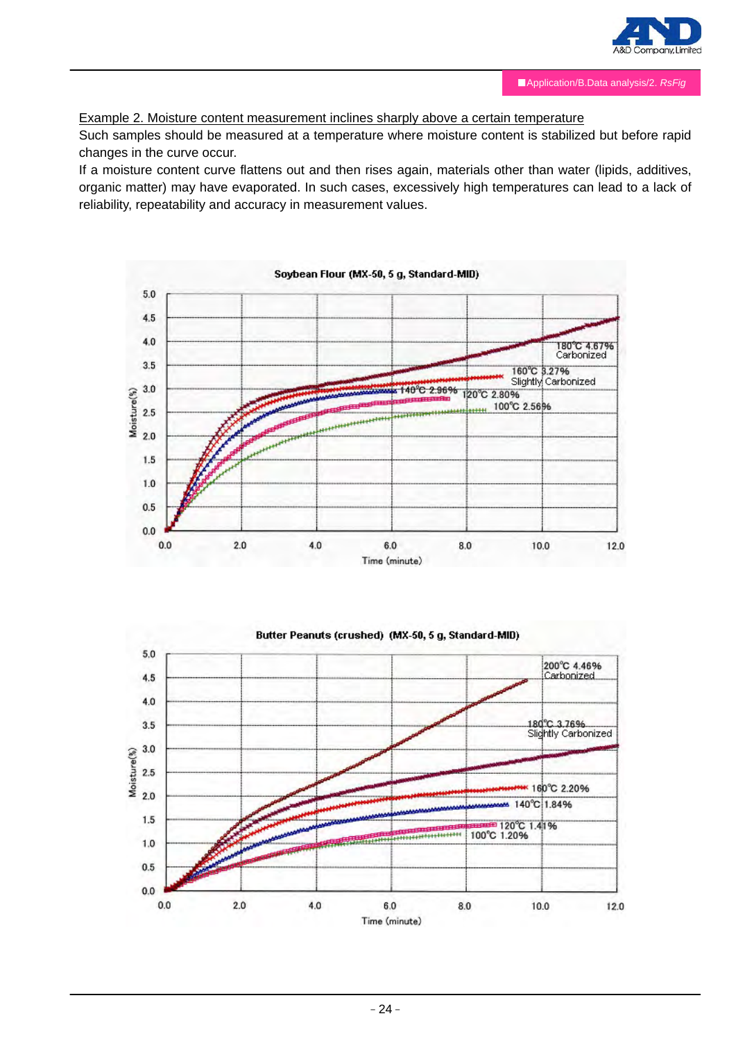■Application/B.Data analysis/2. *RsFig*

Example 2. Moisture content measurement inclines sharply above a certain temperature

Such samples should be measured at a temperature where moisture content is stabilized but before rapid changes in the curve occur.

If a moisture content curve flattens out and then rises again, materials other than water (lipids, additives, organic matter) may have evaporated. In such cases, excessively high temperatures can lead to a lack of reliability, repeatability and accuracy in measurement values.

Soybean Flour (MX-50, 5 g, Standard-MID)

Moisture(%) vs. Time (minute)

- 180℃ 4.67% Carbonized
- 160℃ 3.27% Slightly Carbonized
- 140℃ 2.96%
- 120℃ 2.80%
- 100℃ 2.56%

Butter Peanuts (crushed) (MX-50, 5 g, Standard-MID)

Moisture(%) vs. Time (minute)

- 200℃ 4.46% Carbonized
- 180℃ 3.76% Slightly Carbonized
- 160℃ 2.20%
- 140℃ 1.84%
- 120℃ 1.41%
- 100℃ 1.20%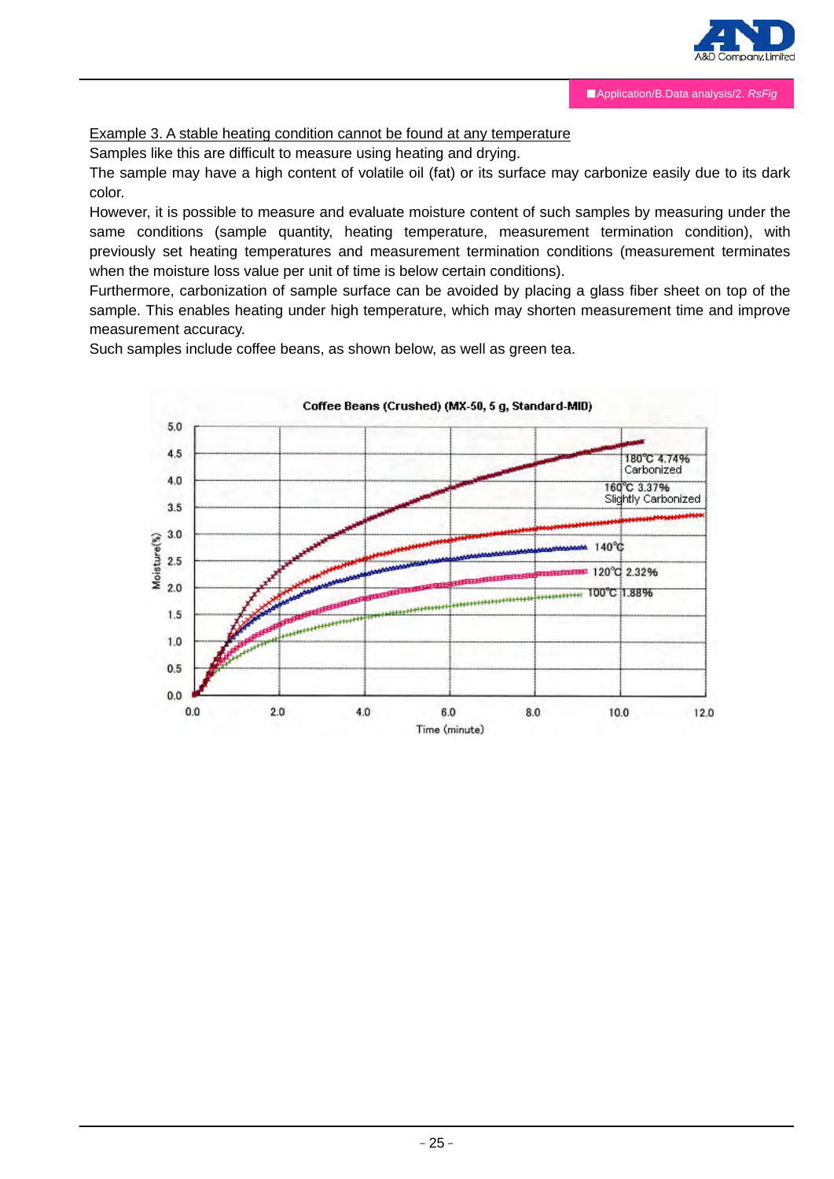<u>Example 3. A stable heating condition cannot be found at any temperature</u>

Samples like this are difficult to measure using heating and drying.

The sample may have a high content of volatile oil (fat) or its surface may carbonize easily due to its dark color.

However, it is possible to measure and evaluate moisture content of such samples by measuring under the same conditions (sample quantity, heating temperature, measurement termination condition), with previously set heating temperatures and measurement termination conditions (measurement terminates when the moisture loss value per unit of time is below certain conditions).

Furthermore, carbonization of sample surface can be avoided by placing a glass fiber sheet on top of the sample. This enables heating under high temperature, which may shorten measurement time and improve measurement accuracy.

Such samples include coffee beans, as shown below, as well as green tea.

**Coffee Beans (Crushed) (MX-50, 5 g, Standard-MID)**

Moisture(%) vs. Time (minute)

- 180℃ 4.74% Carbonized
- 160℃ 3.37% Slightly Carbonized
- 140℃
- 120℃ 2.32%
- 100℃ 1.88%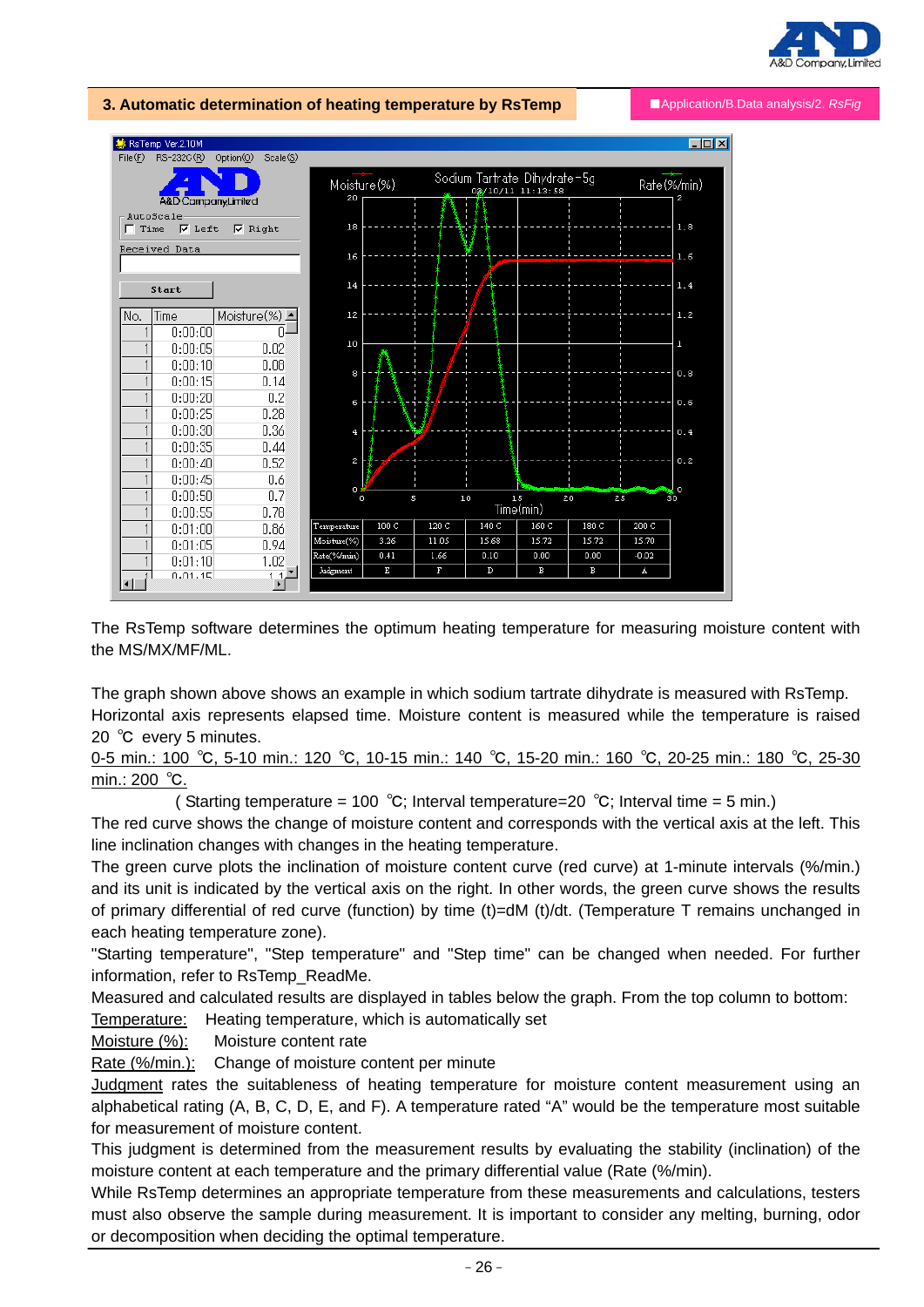## 3. Automatic determination of heating temperature by RsTemp

■Application/B.Data analysis/2. *RsFig*

| Temperature | 100 C | 120 C | 140 C | 160 C | 180 C | 200 C |
|---|---|---|---|---|---|---|
| Moisture(%) | 3.26 | 11.05 | 15.68 | 15.72 | 15.72 | 15.70 |
| Rate(%/min) | 0.41 | 1.66 | 0.10 | 0.00 | 0.00 | -0.02 |
| Judgment | E | F | D | B | B | A |

The RsTemp software determines the optimum heating temperature for measuring moisture content with the MS/MX/MF/ML.

The graph shown above shows an example in which sodium tartrate dihydrate is measured with RsTemp. Horizontal axis represents elapsed time. Moisture content is measured while the temperature is raised 20 ℃ every 5 minutes.

0-5 min.: 100 ℃, 5-10 min.: 120 ℃, 10-15 min.: 140 ℃, 15-20 min.: 160 ℃, 20-25 min.: 180 ℃, 25-30 min.: 200 ℃.

( Starting temperature = 100 ℃; Interval temperature=20 ℃; Interval time = 5 min.)

The red curve shows the change of moisture content and corresponds with the vertical axis at the left. This line inclination changes with changes in the heating temperature.

The green curve plots the inclination of moisture content curve (red curve) at 1-minute intervals (%/min.) and its unit is indicated by the vertical axis on the right. In other words, the green curve shows the results of primary differential of red curve (function) by time (t)=dM (t)/dt. (Temperature T remains unchanged in each heating temperature zone).

"Starting temperature", "Step temperature" and "Step time" can be changed when needed. For further information, refer to RsTemp_ReadMe.

Measured and calculated results are displayed in tables below the graph. From the top column to bottom:

Temperature: Heating temperature, which is automatically set

Moisture (%): Moisture content rate

Rate (%/min.): Change of moisture content per minute

Judgment rates the suitableness of heating temperature for moisture content measurement using an alphabetical rating (A, B, C, D, E, and F). A temperature rated "A" would be the temperature most suitable for measurement of moisture content.

This judgment is determined from the measurement results by evaluating the stability (inclination) of the moisture content at each temperature and the primary differential value (Rate (%/min).

While RsTemp determines an appropriate temperature from these measurements and calculations, testers must also observe the sample during measurement. It is important to consider any melting, burning, odor or decomposition when deciding the optimal temperature.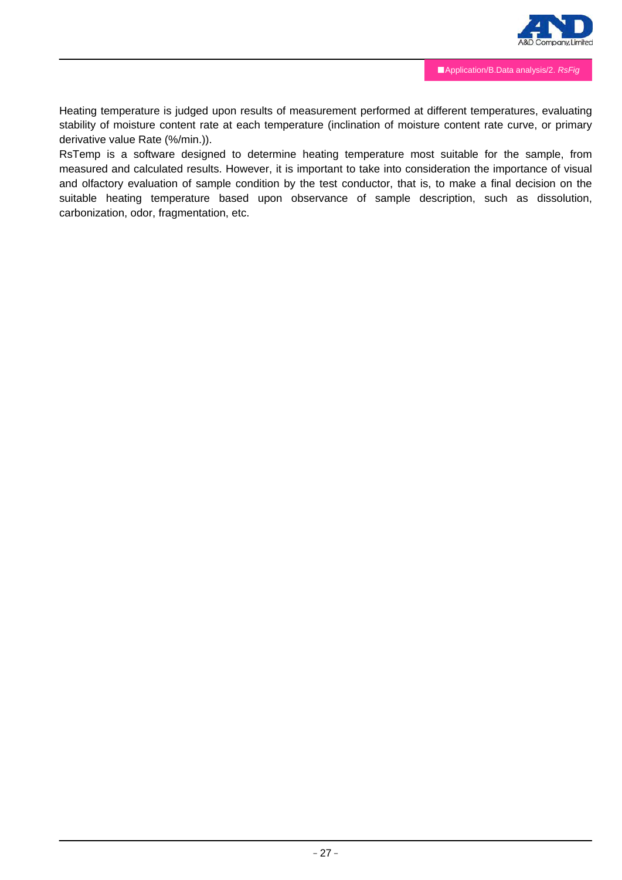Heating temperature is judged upon results of measurement performed at different temperatures, evaluating stability of moisture content rate at each temperature (inclination of moisture content rate curve, or primary derivative value Rate (%/min.)).

RsTemp is a software designed to determine heating temperature most suitable for the sample, from measured and calculated results. However, it is important to take into consideration the importance of visual and olfactory evaluation of sample condition by the test conductor, that is, to make a final decision on the suitable heating temperature based upon observance of sample description, such as dissolution, carbonization, odor, fragmentation, etc.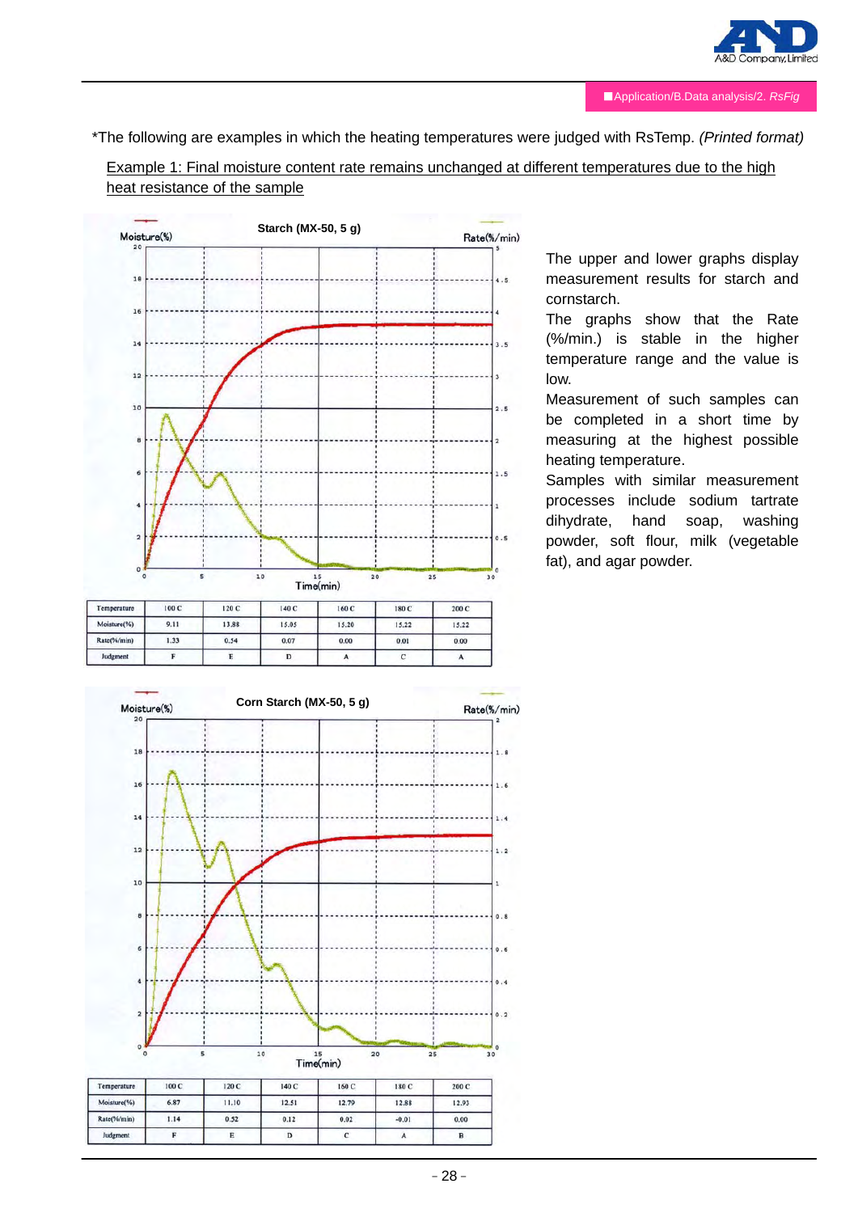*The following are examples in which the heating temperatures were judged with RsTemp. *(Printed format)*

Example 1: Final moisture content rate remains unchanged at different temperatures due to the high heat resistance of the sample

**Starch (MX-50, 5 g)**

| Temperature | 100 C | 120 C | 140 C | 160 C | 180 C | 200 C |
|---|---|---|---|---|---|---|
| Moisture(%) | 9.11 | 13.88 | 15.05 | 15.20 | 15.22 | 15.22 |
| Rate(%/min) | 1.33 | 0.54 | 0.07 | 0.00 | 0.01 | 0.00 |
| Judgment | F | E | D | A | C | A |

**Corn Starch (MX-50, 5 g)**

| Temperature | 100 C | 120 C | 140 C | 160 C | 180 C | 200 C |
|---|---|---|---|---|---|---|
| Moisture(%) | 6.87 | 11.10 | 12.51 | 12.79 | 12.88 | 12.93 |
| Rate(%/min) | 1.14 | 0.52 | 0.12 | 0.02 | -0.01 | 0.00 |
| Judgment | F | E | D | C | A | B |

The upper and lower graphs display measurement results for starch and cornstarch.

The graphs show that the Rate (%/min.) is stable in the higher temperature range and the value is low.

Measurement of such samples can be completed in a short time by measuring at the highest possible heating temperature.

Samples with similar measurement processes include sodium tartrate dihydrate, hand soap, washing powder, soft flour, milk (vegetable fat), and agar powder.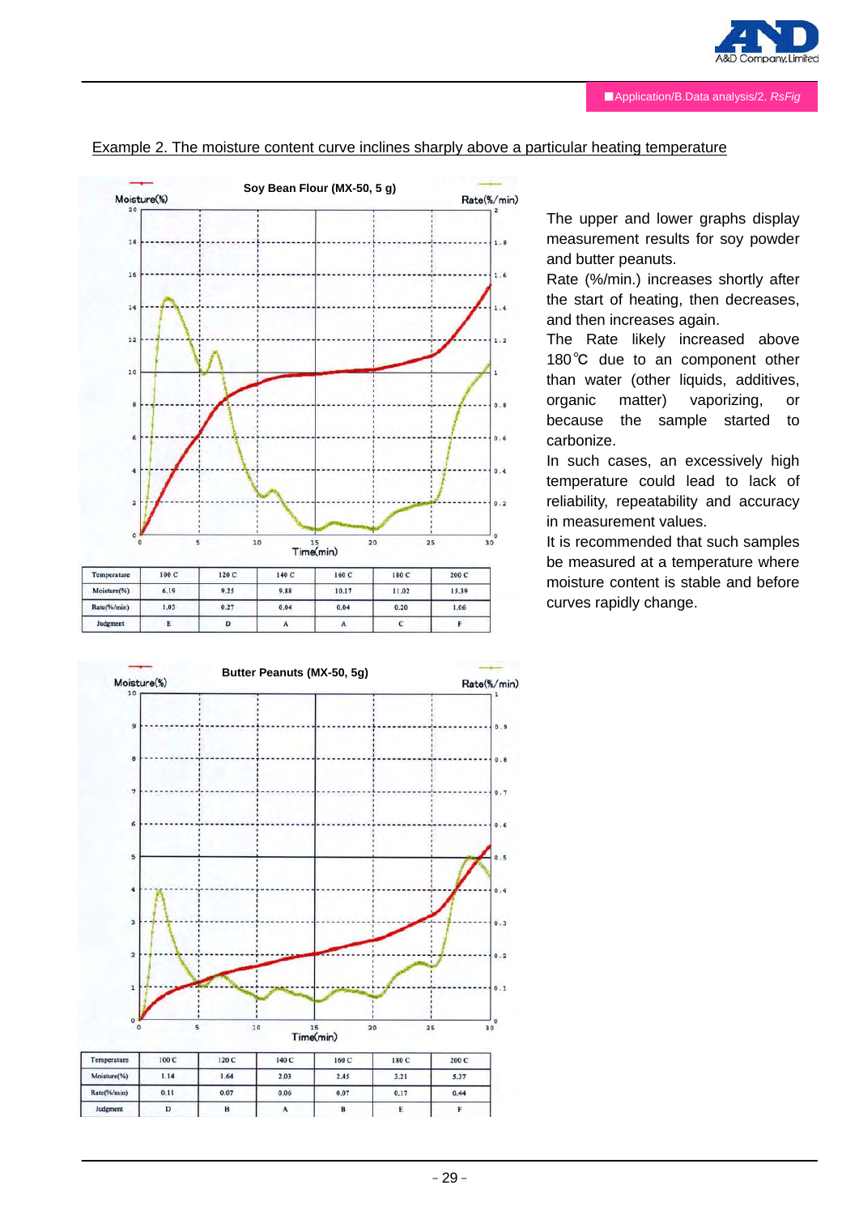■Application/B.Data analysis/2. *RsFig*

Example 2. The moisture content curve inclines sharply above a particular heating temperature

**Soy Bean Flour (MX-50, 5 g)**

| Temperature | 100 C | 120 C | 140 C | 160 C | 180 C | 200 C |
|---|---|---|---|---|---|---|
| Moisture(%) | 6.19 | 9.25 | 9.88 | 10.17 | 11.02 | 15.39 |
| Rate(%/min) | 1.03 | 0.27 | 0.04 | 0.04 | 0.20 | 1.06 |
| Judgment | E | D | A | A | C | F |

**Butter Peanuts (MX-50, 5g)**

| Temperature | 100 C | 120 C | 140 C | 160 C | 180 C | 200 C |
|---|---|---|---|---|---|---|
| Moisture(%) | 1.14 | 1.64 | 2.03 | 2.45 | 3.21 | 5.37 |
| Rate(%/min) | 0.11 | 0.07 | 0.06 | 0.07 | 0.17 | 0.44 |
| Judgment | D | B | A | B | E | F |

The upper and lower graphs display measurement results for soy powder and butter peanuts.

Rate (%/min.) increases shortly after the start of heating, then decreases, and then increases again.

The Rate likely increased above 180℃ due to an component other than water (other liquids, additives, organic matter) vaporizing, or because the sample started to carbonize.

In such cases, an excessively high temperature could lead to lack of reliability, repeatability and accuracy in measurement values.

It is recommended that such samples be measured at a temperature where moisture content is stable and before curves rapidly change.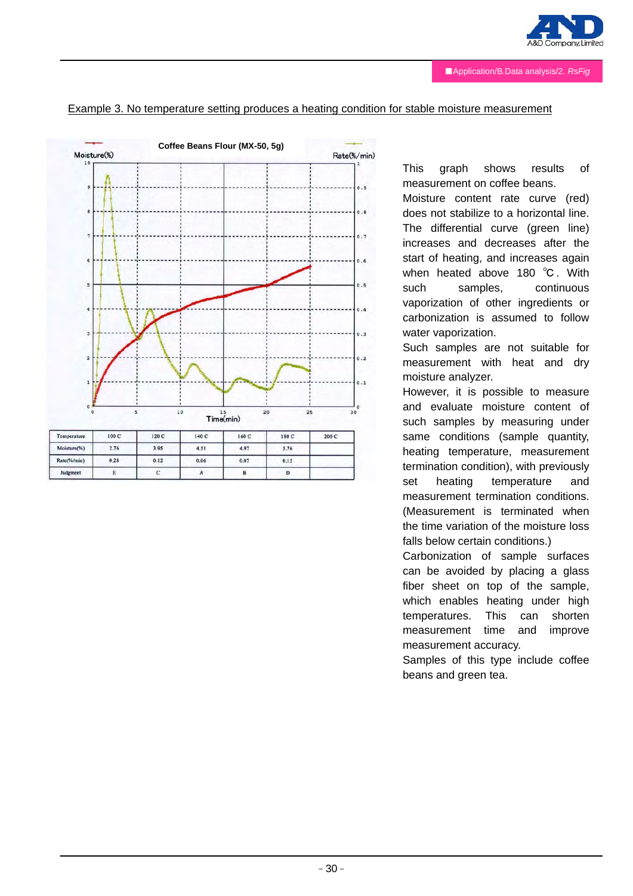Example 3. No temperature setting produces a heating condition for stable moisture measurement

| Temperature | 100 C | 120 C | 140 C | 160 C | 180 C | 200 C |
|---|---|---|---|---|---|---|
| Moisture(%) | 2.76 | 3.95 | 4.51 | 4.97 | 5.76 | |
| Rate(%/min) | 0.28 | 0.12 | 0.06 | 0.07 | 0.15 | |
| Judgment | E | C | A | B | D | |

This graph shows results of measurement on coffee beans.

Moisture content rate curve (red) does not stabilize to a horizontal line. The differential curve (green line) increases and decreases after the start of heating, and increases again when heated above 180 ℃. With such samples, continuous vaporization of other ingredients or carbonization is assumed to follow water vaporization.

Such samples are not suitable for measurement with heat and dry moisture analyzer.

However, it is possible to measure and evaluate moisture content of such samples by measuring under same conditions (sample quantity, heating temperature, measurement termination condition), with previously set heating temperature and measurement termination conditions. (Measurement is terminated when the time variation of the moisture loss falls below certain conditions.)

Carbonization of sample surfaces can be avoided by placing a glass fiber sheet on top of the sample, which enables heating under high temperatures. This can shorten measurement time and improve measurement accuracy.

Samples of this type include coffee beans and green tea.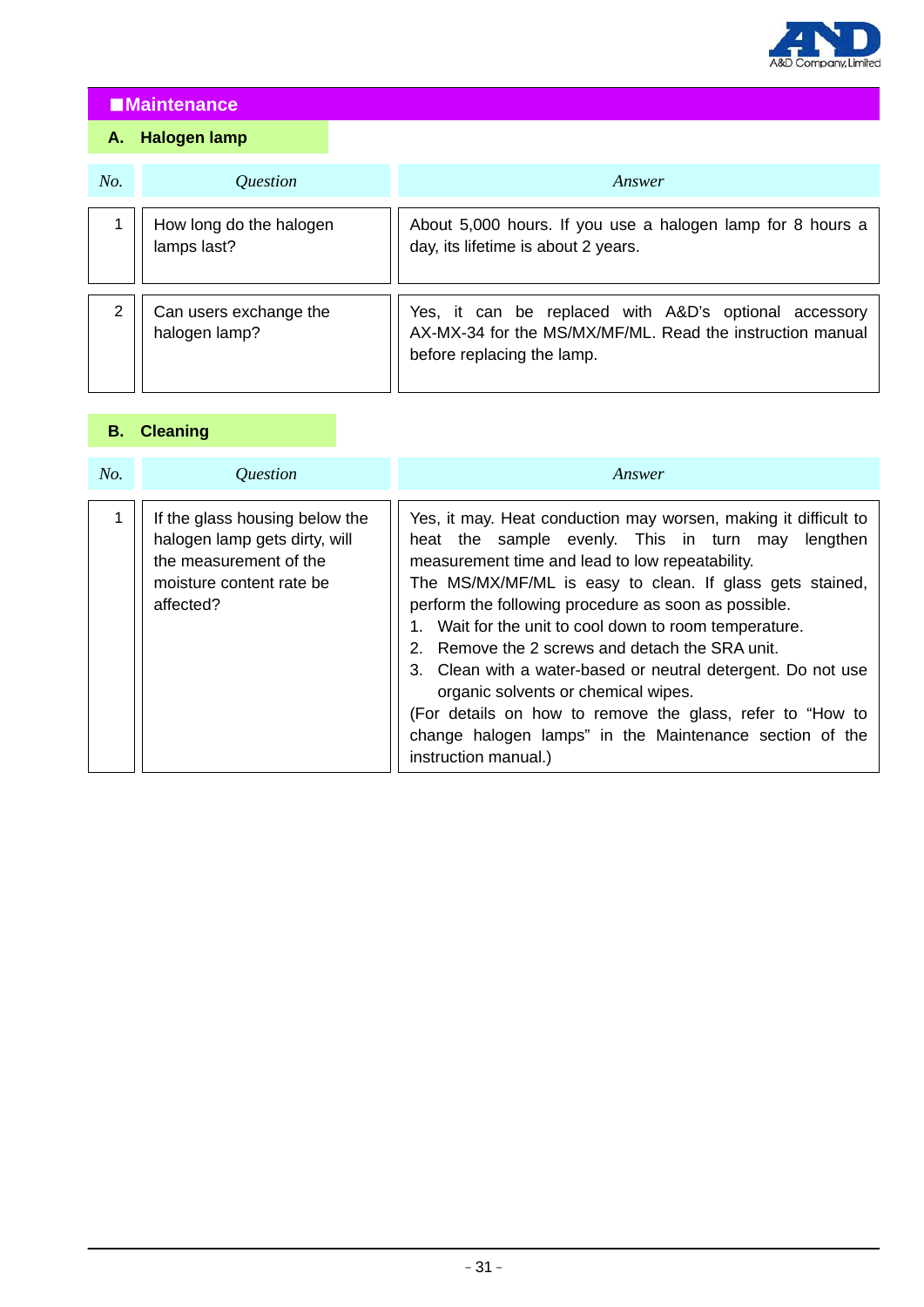## ■Maintenance

### A. Halogen lamp

| No. | Question | Answer |
|---|---|---|
| 1 | How long do the halogen lamps last? | About 5,000 hours. If you use a halogen lamp for 8 hours a day, its lifetime is about 2 years. |
| 2 | Can users exchange the halogen lamp? | Yes, it can be replaced with A&D's optional accessory AX-MX-34 for the MS/MX/MF/ML. Read the instruction manual before replacing the lamp. |

### B. Cleaning

| No. | Question | Answer |
|---|---|---|
| 1 | If the glass housing below the halogen lamp gets dirty, will the measurement of the moisture content rate be affected? | Yes, it may. Heat conduction may worsen, making it difficult to heat the sample evenly. This in turn may lengthen measurement time and lead to low repeatability.<br>The MS/MX/MF/ML is easy to clean. If glass gets stained, perform the following procedure as soon as possible.<br>1. Wait for the unit to cool down to room temperature.<br>2. Remove the 2 screws and detach the SRA unit.<br>3. Clean with a water-based or neutral detergent. Do not use organic solvents or chemical wipes.<br>(For details on how to remove the glass, refer to "How to change halogen lamps" in the Maintenance section of the instruction manual.) |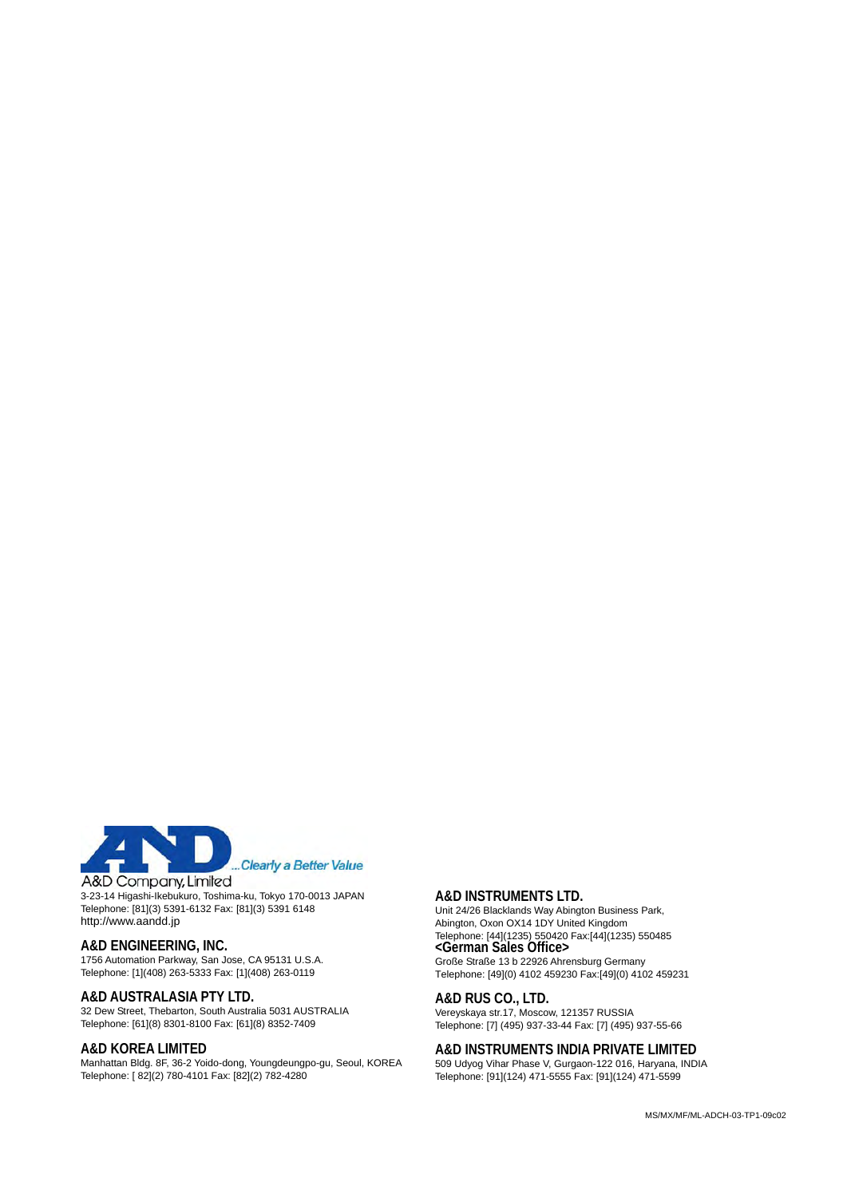...Clearly a Better Value

A&D Company, Limited

3-23-14 Higashi-Ikebukuro, Toshima-ku, Tokyo 170-0013 JAPAN
Telephone: [81](3) 5391-6132 Fax: [81](3) 5391 6148
http://www.aandd.jp

### A&D ENGINEERING, INC.

1756 Automation Parkway, San Jose, CA 95131 U.S.A.
Telephone: [1](408) 263-5333 Fax: [1](408) 263-0119

### A&D AUSTRALASIA PTY LTD.

32 Dew Street, Thebarton, South Australia 5031 AUSTRALIA
Telephone: [61](8) 8301-8100 Fax: [61](8) 8352-7409

### A&D KOREA LIMITED

Manhattan Bldg. 8F, 36-2 Yoido-dong, Youngdeungpo-gu, Seoul, KOREA
Telephone: [ 82](2) 780-4101 Fax: [82](2) 782-4280

### A&D INSTRUMENTS LTD.

Unit 24/26 Blacklands Way Abington Business Park,
Abington, Oxon OX14 1DY United Kingdom
Telephone: [44](1235) 550420 Fax:[44](1235) 550485

### <German Sales Office>

Große Straße 13 b 22926 Ahrensburg Germany
Telephone: [49](0) 4102 459230 Fax:[49](0) 4102 459231

### A&D RUS CO., LTD.

Vereyskaya str.17, Moscow, 121357 RUSSIA
Telephone: [7] (495) 937-33-44 Fax: [7] (495) 937-55-66

### A&D INSTRUMENTS INDIA PRIVATE LIMITED

509 Udyog Vihar Phase V, Gurgaon-122 016, Haryana, INDIA
Telephone: [91](124) 471-5555 Fax: [91](124) 471-5599

MS/MX/MF/ML-ADCH-03-TP1-09c02